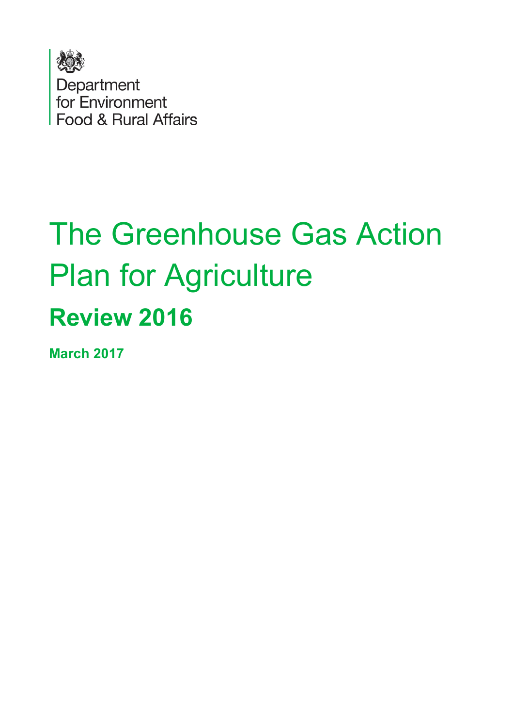Department
for Environment
Food & Rural Affairs

# The Greenhouse Gas Action Plan for Agriculture

## Review 2016

**March 2017**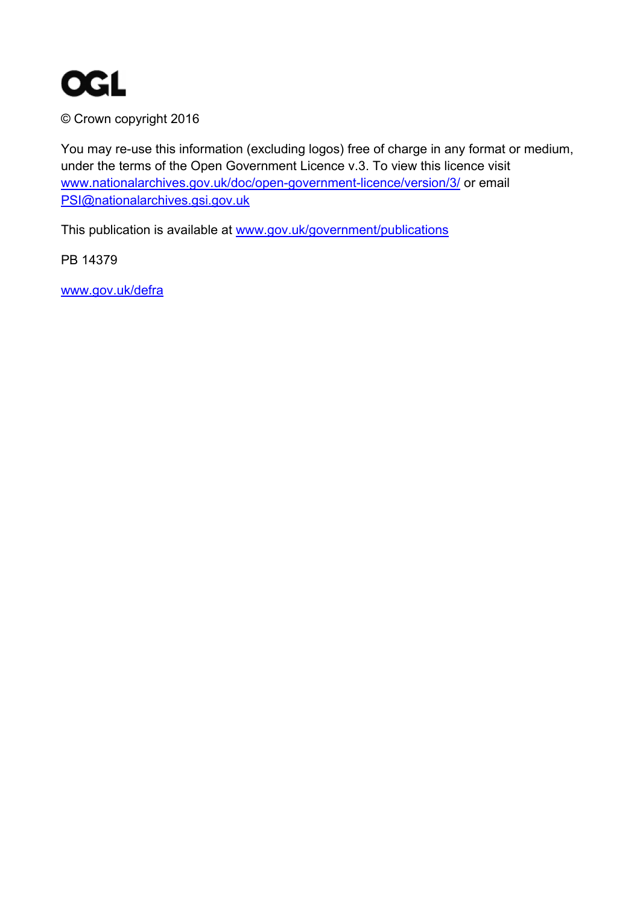OGL

© Crown copyright 2016

You may re-use this information (excluding logos) free of charge in any format or medium, under the terms of the Open Government Licence v.3. To view this licence visit www.nationalarchives.gov.uk/doc/open-government-licence/version/3/ or email PSI@nationalarchives.gsi.gov.uk

This publication is available at www.gov.uk/government/publications

PB 14379

www.gov.uk/defra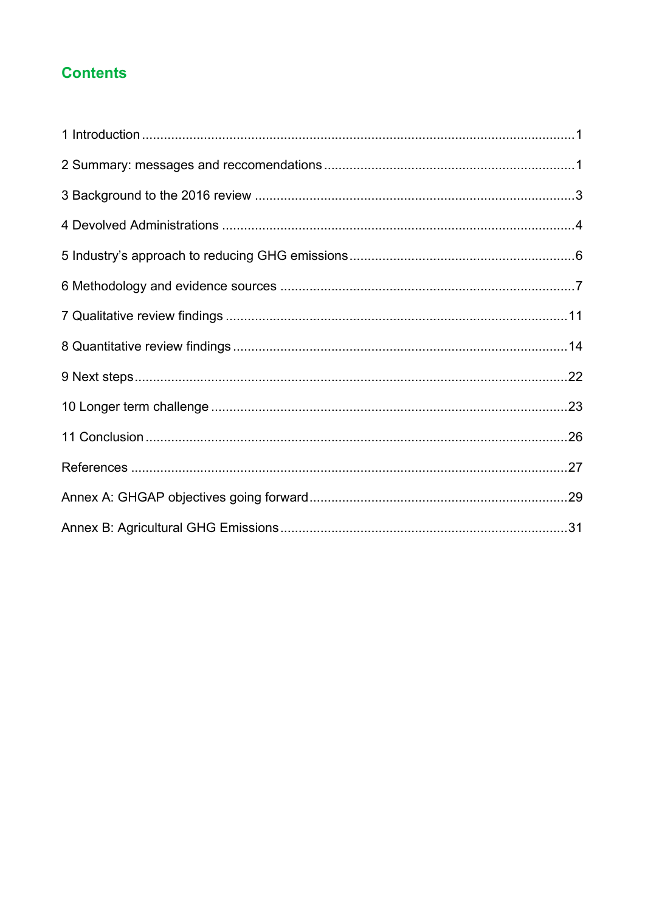# Contents

1 Introduction ..... 1

2 Summary: messages and reccomendations ..... 1

3 Background to the 2016 review ..... 3

4 Devolved Administrations ..... 4

5 Industry's approach to reducing GHG emissions ..... 6

6 Methodology and evidence sources ..... 7

7 Qualitative review findings ..... 11

8 Quantitative review findings ..... 14

9 Next steps ..... 22

10 Longer term challenge ..... 23

11 Conclusion ..... 26

References ..... 27

Annex A: GHGAP objectives going forward ..... 29

Annex B: Agricultural GHG Emissions ..... 31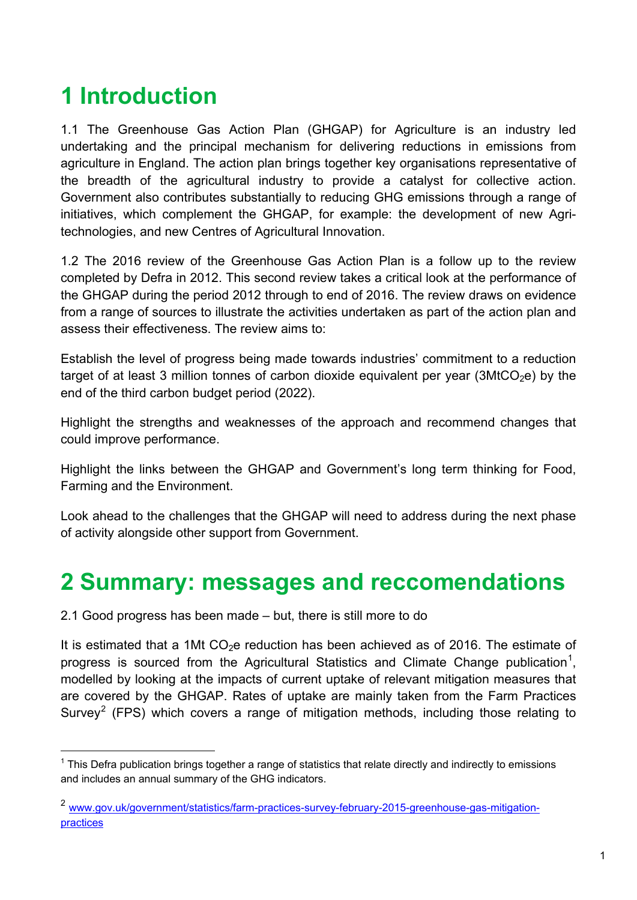# 1 Introduction

1.1 The Greenhouse Gas Action Plan (GHGAP) for Agriculture is an industry led undertaking and the principal mechanism for delivering reductions in emissions from agriculture in England. The action plan brings together key organisations representative of the breadth of the agricultural industry to provide a catalyst for collective action. Government also contributes substantially to reducing GHG emissions through a range of initiatives, which complement the GHGAP, for example: the development of new Agri-technologies, and new Centres of Agricultural Innovation.

1.2 The 2016 review of the Greenhouse Gas Action Plan is a follow up to the review completed by Defra in 2012. This second review takes a critical look at the performance of the GHGAP during the period 2012 through to end of 2016. The review draws on evidence from a range of sources to illustrate the activities undertaken as part of the action plan and assess their effectiveness. The review aims to:

Establish the level of progress being made towards industries' commitment to a reduction target of at least 3 million tonnes of carbon dioxide equivalent per year ($3MtCO_2e$) by the end of the third carbon budget period (2022).

Highlight the strengths and weaknesses of the approach and recommend changes that could improve performance.

Highlight the links between the GHGAP and Government's long term thinking for Food, Farming and the Environment.

Look ahead to the challenges that the GHGAP will need to address during the next phase of activity alongside other support from Government.

# 2 Summary: messages and reccomendations

2.1 Good progress has been made – but, there is still more to do

It is estimated that a 1Mt $CO_2e$ reduction has been achieved as of 2016. The estimate of progress is sourced from the Agricultural Statistics and Climate Change publication[1], modelled by looking at the impacts of current uptake of relevant mitigation measures that are covered by the GHGAP. Rates of uptake are mainly taken from the Farm Practices Survey[2] (FPS) which covers a range of mitigation methods, including those relating to

---

[1] This Defra publication brings together a range of statistics that relate directly and indirectly to emissions and includes an annual summary of the GHG indicators.

[2] www.gov.uk/government/statistics/farm-practices-survey-february-2015-greenhouse-gas-mitigation-practices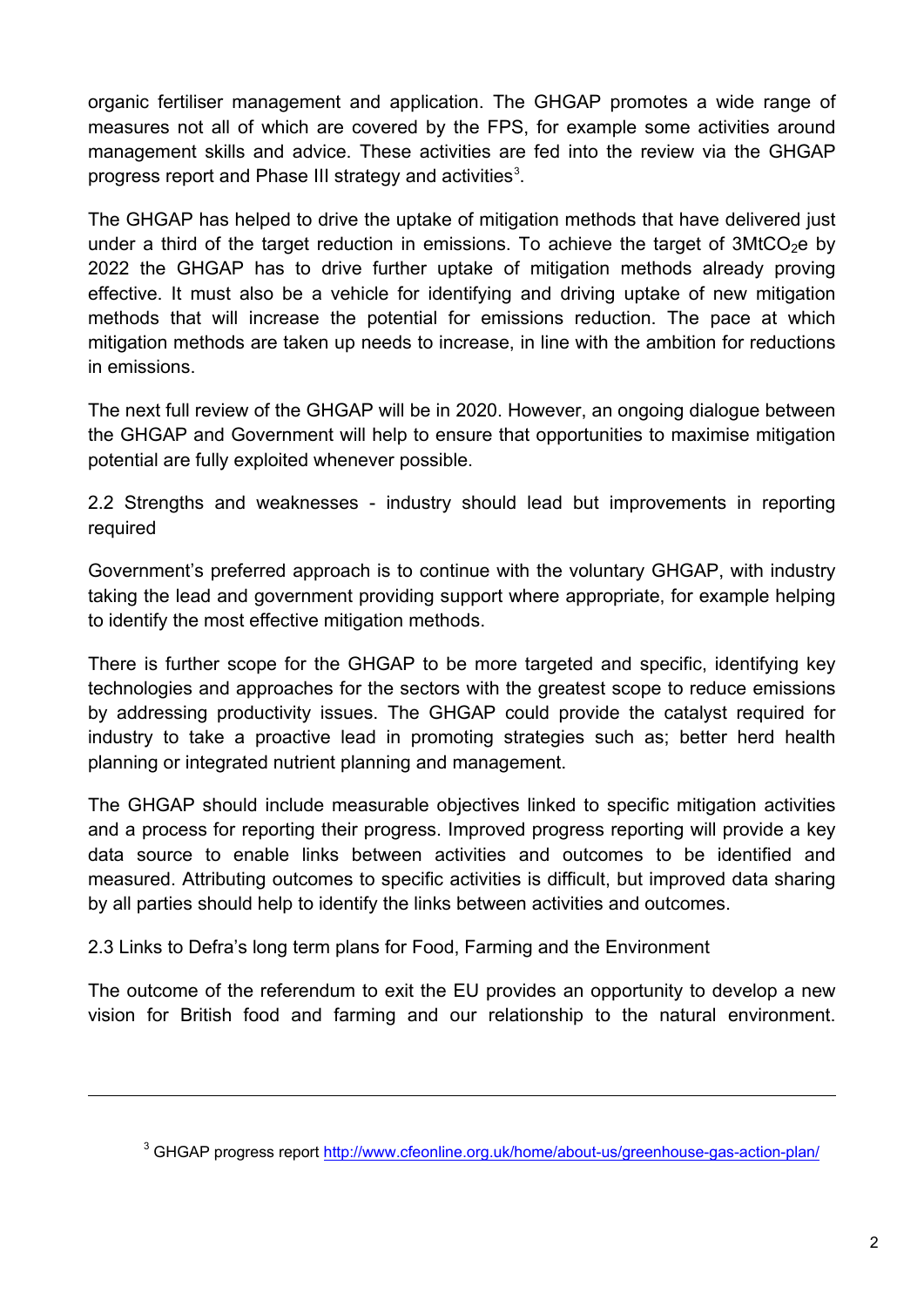organic fertiliser management and application. The GHGAP promotes a wide range of measures not all of which are covered by the FPS, for example some activities around management skills and advice. These activities are fed into the review via the GHGAP progress report and Phase III strategy and activities[3].

The GHGAP has helped to drive the uptake of mitigation methods that have delivered just under a third of the target reduction in emissions. To achieve the target of $3MtCO_2e$ by 2022 the GHGAP has to drive further uptake of mitigation methods already proving effective. It must also be a vehicle for identifying and driving uptake of new mitigation methods that will increase the potential for emissions reduction. The pace at which mitigation methods are taken up needs to increase, in line with the ambition for reductions in emissions.

The next full review of the GHGAP will be in 2020. However, an ongoing dialogue between the GHGAP and Government will help to ensure that opportunities to maximise mitigation potential are fully exploited whenever possible.

### 2.2 Strengths and weaknesses - industry should lead but improvements in reporting required

Government's preferred approach is to continue with the voluntary GHGAP, with industry taking the lead and government providing support where appropriate, for example helping to identify the most effective mitigation methods.

There is further scope for the GHGAP to be more targeted and specific, identifying key technologies and approaches for the sectors with the greatest scope to reduce emissions by addressing productivity issues. The GHGAP could provide the catalyst required for industry to take a proactive lead in promoting strategies such as; better herd health planning or integrated nutrient planning and management.

The GHGAP should include measurable objectives linked to specific mitigation activities and a process for reporting their progress. Improved progress reporting will provide a key data source to enable links between activities and outcomes to be identified and measured. Attributing outcomes to specific activities is difficult, but improved data sharing by all parties should help to identify the links between activities and outcomes.

### 2.3 Links to Defra's long term plans for Food, Farming and the Environment

The outcome of the referendum to exit the EU provides an opportunity to develop a new vision for British food and farming and our relationship to the natural environment.

---

[3] GHGAP progress report http://www.cfeonline.org.uk/home/about-us/greenhouse-gas-action-plan/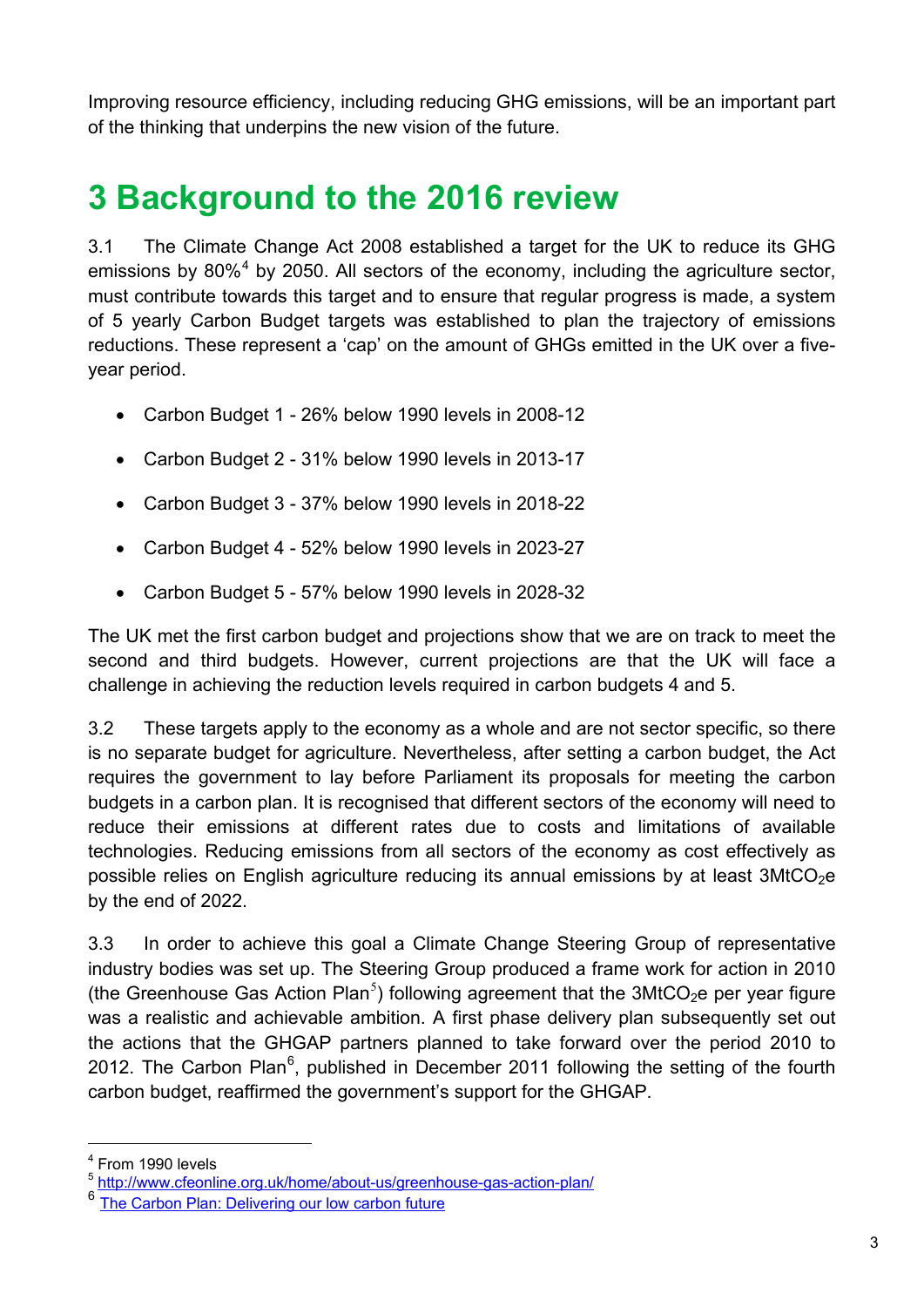Improving resource efficiency, including reducing GHG emissions, will be an important part of the thinking that underpins the new vision of the future.

# 3 Background to the 2016 review

3.1 The Climate Change Act 2008 established a target for the UK to reduce its GHG emissions by 80%[4] by 2050. All sectors of the economy, including the agriculture sector, must contribute towards this target and to ensure that regular progress is made, a system of 5 yearly Carbon Budget targets was established to plan the trajectory of emissions reductions. These represent a 'cap' on the amount of GHGs emitted in the UK over a five-year period.

- Carbon Budget 1 - 26% below 1990 levels in 2008-12
- Carbon Budget 2 - 31% below 1990 levels in 2013-17
- Carbon Budget 3 - 37% below 1990 levels in 2018-22
- Carbon Budget 4 - 52% below 1990 levels in 2023-27
- Carbon Budget 5 - 57% below 1990 levels in 2028-32

The UK met the first carbon budget and projections show that we are on track to meet the second and third budgets. However, current projections are that the UK will face a challenge in achieving the reduction levels required in carbon budgets 4 and 5.

3.2 These targets apply to the economy as a whole and are not sector specific, so there is no separate budget for agriculture. Nevertheless, after setting a carbon budget, the Act requires the government to lay before Parliament its proposals for meeting the carbon budgets in a carbon plan. It is recognised that different sectors of the economy will need to reduce their emissions at different rates due to costs and limitations of available technologies. Reducing emissions from all sectors of the economy as cost effectively as possible relies on English agriculture reducing its annual emissions by at least 3Mt$CO_2$e by the end of 2022.

3.3 In order to achieve this goal a Climate Change Steering Group of representative industry bodies was set up. The Steering Group produced a frame work for action in 2010 (the Greenhouse Gas Action Plan[5]) following agreement that the 3Mt$CO_2$e per year figure was a realistic and achievable ambition. A first phase delivery plan subsequently set out the actions that the GHGAP partners planned to take forward over the period 2010 to 2012. The Carbon Plan[6], published in December 2011 following the setting of the fourth carbon budget, reaffirmed the government's support for the GHGAP.

[4] From 1990 levels

[5] http://www.cfeonline.org.uk/home/about-us/greenhouse-gas-action-plan/

[6] The Carbon Plan: Delivering our low carbon future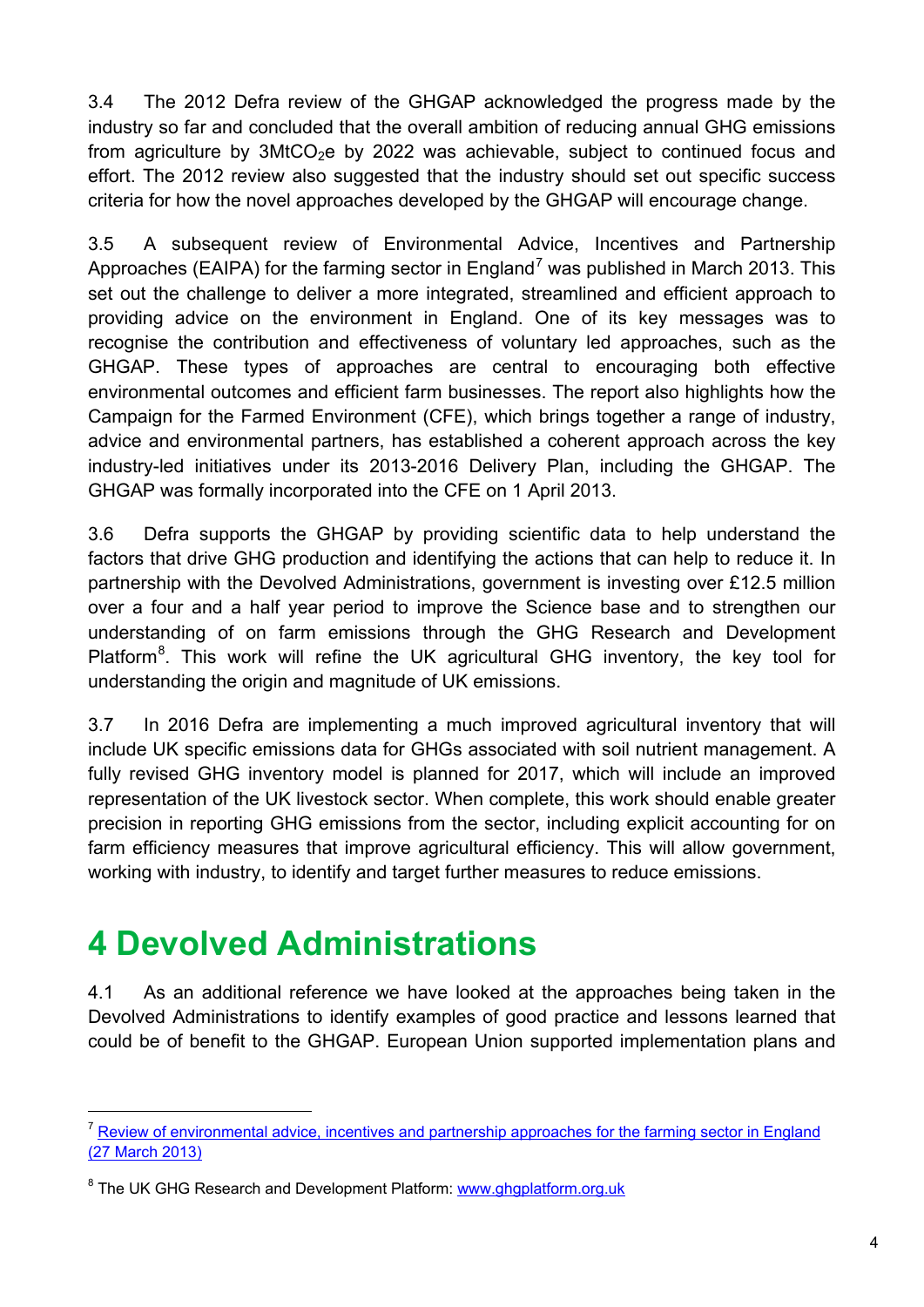3.4 The 2012 Defra review of the GHGAP acknowledged the progress made by the industry so far and concluded that the overall ambition of reducing annual GHG emissions from agriculture by 3Mt$CO_2$e by 2022 was achievable, subject to continued focus and effort. The 2012 review also suggested that the industry should set out specific success criteria for how the novel approaches developed by the GHGAP will encourage change.

3.5 A subsequent review of Environmental Advice, Incentives and Partnership Approaches (EAIPA) for the farming sector in England[7] was published in March 2013. This set out the challenge to deliver a more integrated, streamlined and efficient approach to providing advice on the environment in England. One of its key messages was to recognise the contribution and effectiveness of voluntary led approaches, such as the GHGAP. These types of approaches are central to encouraging both effective environmental outcomes and efficient farm businesses. The report also highlights how the Campaign for the Farmed Environment (CFE), which brings together a range of industry, advice and environmental partners, has established a coherent approach across the key industry-led initiatives under its 2013-2016 Delivery Plan, including the GHGAP. The GHGAP was formally incorporated into the CFE on 1 April 2013.

3.6 Defra supports the GHGAP by providing scientific data to help understand the factors that drive GHG production and identifying the actions that can help to reduce it. In partnership with the Devolved Administrations, government is investing over £12.5 million over a four and a half year period to improve the Science base and to strengthen our understanding of on farm emissions through the GHG Research and Development Platform[8]. This work will refine the UK agricultural GHG inventory, the key tool for understanding the origin and magnitude of UK emissions.

3.7 In 2016 Defra are implementing a much improved agricultural inventory that will include UK specific emissions data for GHGs associated with soil nutrient management. A fully revised GHG inventory model is planned for 2017, which will include an improved representation of the UK livestock sector. When complete, this work should enable greater precision in reporting GHG emissions from the sector, including explicit accounting for on farm efficiency measures that improve agricultural efficiency. This will allow government, working with industry, to identify and target further measures to reduce emissions.

# 4 Devolved Administrations

4.1 As an additional reference we have looked at the approaches being taken in the Devolved Administrations to identify examples of good practice and lessons learned that could be of benefit to the GHGAP. European Union supported implementation plans and

---

[7] Review of environmental advice, incentives and partnership approaches for the farming sector in England (27 March 2013)

[8] The UK GHG Research and Development Platform: www.ghgplatform.org.uk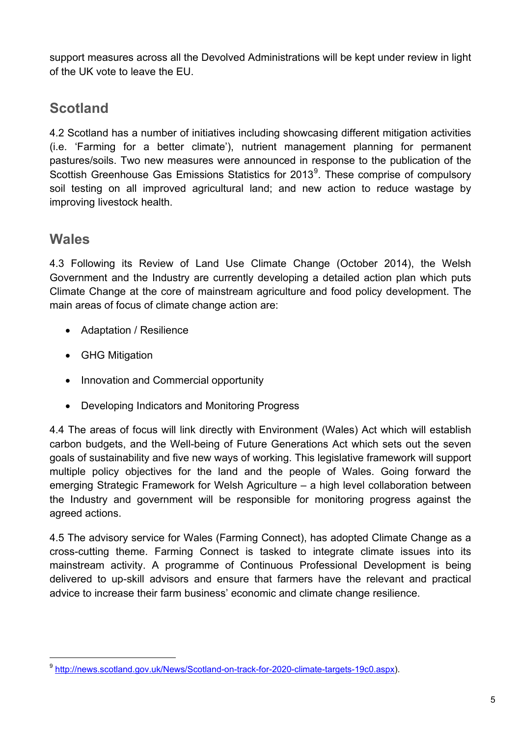support measures across all the Devolved Administrations will be kept under review in light of the UK vote to leave the EU.

## Scotland

4.2 Scotland has a number of initiatives including showcasing different mitigation activities (i.e. 'Farming for a better climate'), nutrient management planning for permanent pastures/soils. Two new measures were announced in response to the publication of the Scottish Greenhouse Gas Emissions Statistics for 2013[9]. These comprise of compulsory soil testing on all improved agricultural land; and new action to reduce wastage by improving livestock health.

## Wales

4.3 Following its Review of Land Use Climate Change (October 2014), the Welsh Government and the Industry are currently developing a detailed action plan which puts Climate Change at the core of mainstream agriculture and food policy development. The main areas of focus of climate change action are:

- Adaptation / Resilience
- GHG Mitigation
- Innovation and Commercial opportunity
- Developing Indicators and Monitoring Progress

4.4 The areas of focus will link directly with Environment (Wales) Act which will establish carbon budgets, and the Well-being of Future Generations Act which sets out the seven goals of sustainability and five new ways of working. This legislative framework will support multiple policy objectives for the land and the people of Wales. Going forward the emerging Strategic Framework for Welsh Agriculture – a high level collaboration between the Industry and government will be responsible for monitoring progress against the agreed actions.

4.5 The advisory service for Wales (Farming Connect), has adopted Climate Change as a cross-cutting theme. Farming Connect is tasked to integrate climate issues into its mainstream activity. A programme of Continuous Professional Development is being delivered to up-skill advisors and ensure that farmers have the relevant and practical advice to increase their farm business' economic and climate change resilience.

---

[9] http://news.scotland.gov.uk/News/Scotland-on-track-for-2020-climate-targets-19c0.aspx).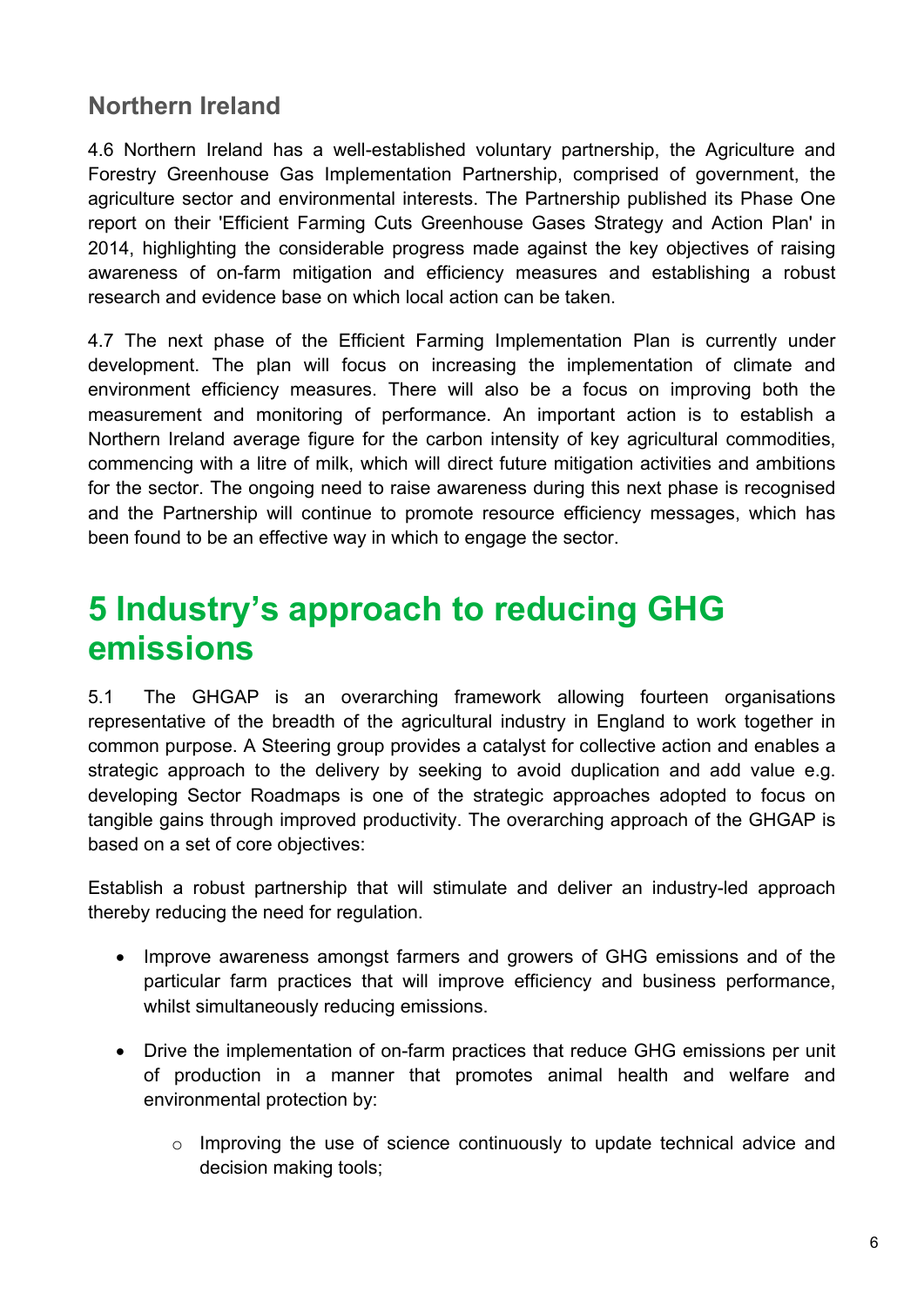## Northern Ireland

4.6 Northern Ireland has a well-established voluntary partnership, the Agriculture and Forestry Greenhouse Gas Implementation Partnership, comprised of government, the agriculture sector and environmental interests. The Partnership published its Phase One report on their 'Efficient Farming Cuts Greenhouse Gases Strategy and Action Plan' in 2014, highlighting the considerable progress made against the key objectives of raising awareness of on-farm mitigation and efficiency measures and establishing a robust research and evidence base on which local action can be taken.

4.7 The next phase of the Efficient Farming Implementation Plan is currently under development. The plan will focus on increasing the implementation of climate and environment efficiency measures. There will also be a focus on improving both the measurement and monitoring of performance. An important action is to establish a Northern Ireland average figure for the carbon intensity of key agricultural commodities, commencing with a litre of milk, which will direct future mitigation activities and ambitions for the sector. The ongoing need to raise awareness during this next phase is recognised and the Partnership will continue to promote resource efficiency messages, which has been found to be an effective way in which to engage the sector.

# 5 Industry's approach to reducing GHG emissions

5.1 The GHGAP is an overarching framework allowing fourteen organisations representative of the breadth of the agricultural industry in England to work together in common purpose. A Steering group provides a catalyst for collective action and enables a strategic approach to the delivery by seeking to avoid duplication and add value e.g. developing Sector Roadmaps is one of the strategic approaches adopted to focus on tangible gains through improved productivity. The overarching approach of the GHGAP is based on a set of core objectives:

Establish a robust partnership that will stimulate and deliver an industry-led approach thereby reducing the need for regulation.

- Improve awareness amongst farmers and growers of GHG emissions and of the particular farm practices that will improve efficiency and business performance, whilst simultaneously reducing emissions.
- Drive the implementation of on-farm practices that reduce GHG emissions per unit of production in a manner that promotes animal health and welfare and environmental protection by:
  - Improving the use of science continuously to update technical advice and decision making tools;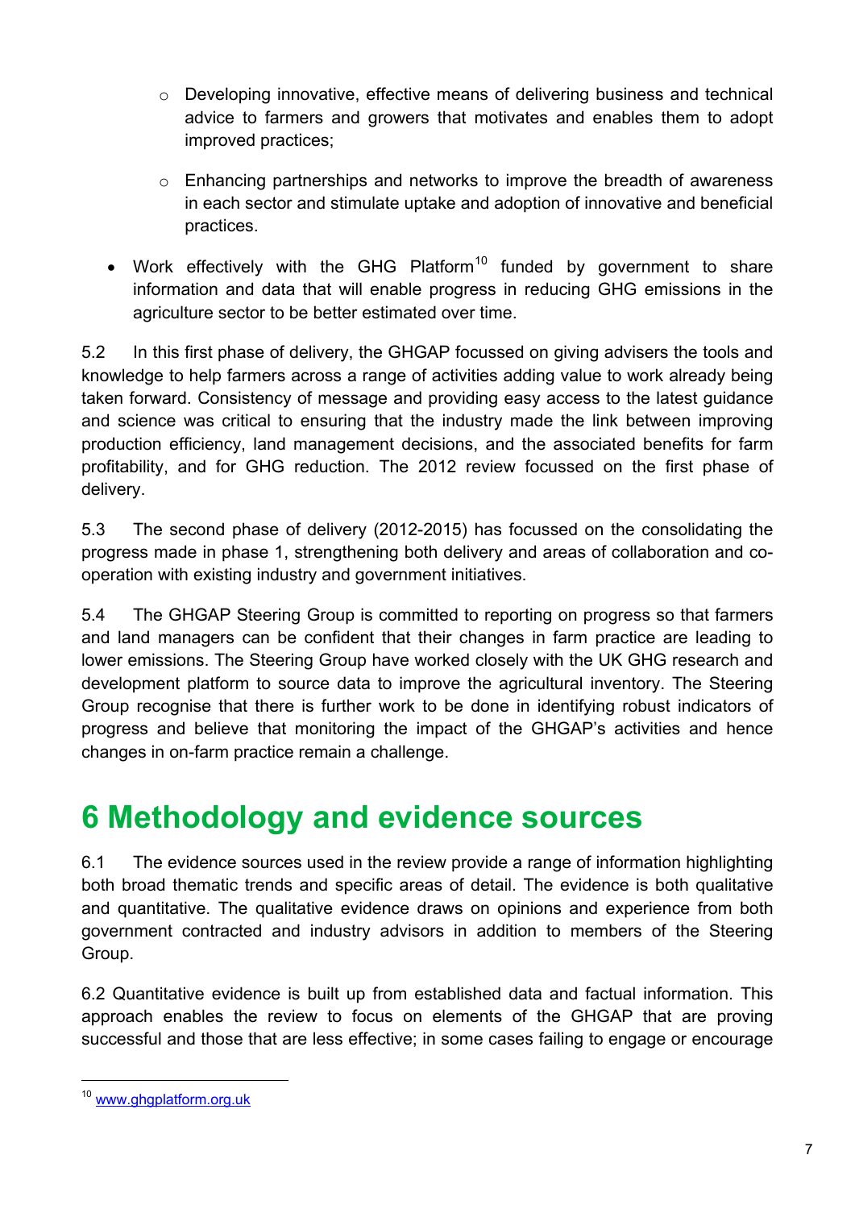- Developing innovative, effective means of delivering business and technical advice to farmers and growers that motivates and enables them to adopt improved practices;
  - Enhancing partnerships and networks to improve the breadth of awareness in each sector and stimulate uptake and adoption of innovative and beneficial practices.
- Work effectively with the GHG Platform[10] funded by government to share information and data that will enable progress in reducing GHG emissions in the agriculture sector to be better estimated over time.

5.2 In this first phase of delivery, the GHGAP focussed on giving advisers the tools and knowledge to help farmers across a range of activities adding value to work already being taken forward. Consistency of message and providing easy access to the latest guidance and science was critical to ensuring that the industry made the link between improving production efficiency, land management decisions, and the associated benefits for farm profitability, and for GHG reduction. The 2012 review focussed on the first phase of delivery.

5.3 The second phase of delivery (2012-2015) has focussed on the consolidating the progress made in phase 1, strengthening both delivery and areas of collaboration and co-operation with existing industry and government initiatives.

5.4 The GHGAP Steering Group is committed to reporting on progress so that farmers and land managers can be confident that their changes in farm practice are leading to lower emissions. The Steering Group have worked closely with the UK GHG research and development platform to source data to improve the agricultural inventory. The Steering Group recognise that there is further work to be done in identifying robust indicators of progress and believe that monitoring the impact of the GHGAP's activities and hence changes in on-farm practice remain a challenge.

# 6 Methodology and evidence sources

6.1 The evidence sources used in the review provide a range of information highlighting both broad thematic trends and specific areas of detail. The evidence is both qualitative and quantitative. The qualitative evidence draws on opinions and experience from both government contracted and industry advisors in addition to members of the Steering Group.

6.2 Quantitative evidence is built up from established data and factual information. This approach enables the review to focus on elements of the GHGAP that are proving successful and those that are less effective; in some cases failing to engage or encourage

[10] www.ghgplatform.org.uk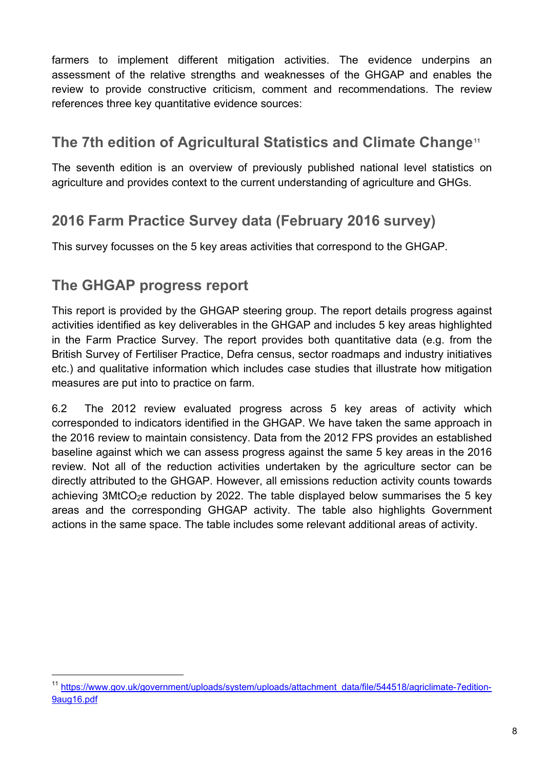farmers to implement different mitigation activities. The evidence underpins an assessment of the relative strengths and weaknesses of the GHGAP and enables the review to provide constructive criticism, comment and recommendations. The review references three key quantitative evidence sources:

## The 7th edition of Agricultural Statistics and Climate Change[11]

The seventh edition is an overview of previously published national level statistics on agriculture and provides context to the current understanding of agriculture and GHGs.

## 2016 Farm Practice Survey data (February 2016 survey)

This survey focusses on the 5 key areas activities that correspond to the GHGAP.

## The GHGAP progress report

This report is provided by the GHGAP steering group. The report details progress against activities identified as key deliverables in the GHGAP and includes 5 key areas highlighted in the Farm Practice Survey. The report provides both quantitative data (e.g. from the British Survey of Fertiliser Practice, Defra census, sector roadmaps and industry initiatives etc.) and qualitative information which includes case studies that illustrate how mitigation measures are put into to practice on farm.

6.2 The 2012 review evaluated progress across 5 key areas of activity which corresponded to indicators identified in the GHGAP. We have taken the same approach in the 2016 review to maintain consistency. Data from the 2012 FPS provides an established baseline against which we can assess progress against the same 5 key areas in the 2016 review. Not all of the reduction activities undertaken by the agriculture sector can be directly attributed to the GHGAP. However, all emissions reduction activity counts towards achieving 3Mt$CO_2$e reduction by 2022. The table displayed below summarises the 5 key areas and the corresponding GHGAP activity. The table also highlights Government actions in the same space. The table includes some relevant additional areas of activity.

[11] https://www.gov.uk/government/uploads/system/uploads/attachment_data/file/544518/agriclimate-7edition-9aug16.pdf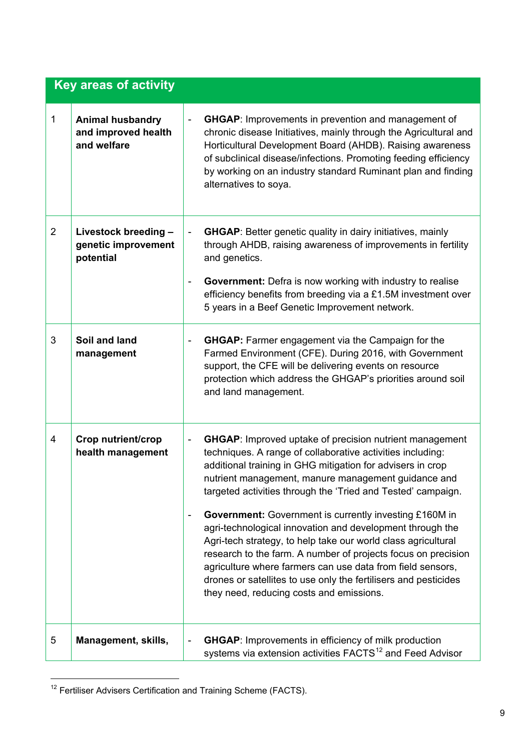| Key areas of activity | | |
|---|---|---|
| 1 | **Animal husbandry and improved health and welfare** | - **GHGAP**: Improvements in prevention and management of chronic disease Initiatives, mainly through the Agricultural and Horticultural Development Board (AHDB). Raising awareness of subclinical disease/infections. Promoting feeding efficiency by working on an industry standard Ruminant plan and finding alternatives to soya. |
| 2 | **Livestock breeding – genetic improvement potential** | - **GHGAP**: Better genetic quality in dairy initiatives, mainly through AHDB, raising awareness of improvements in fertility and genetics.<br><br>- **Government:** Defra is now working with industry to realise efficiency benefits from breeding via a £1.5M investment over 5 years in a Beef Genetic Improvement network. |
| 3 | **Soil and land management** | - **GHGAP:** Farmer engagement via the Campaign for the Farmed Environment (CFE). During 2016, with Government support, the CFE will be delivering events on resource protection which address the GHGAP's priorities around soil and land management. |
| 4 | **Crop nutrient/crop health management** | - **GHGAP**: Improved uptake of precision nutrient management techniques. A range of collaborative activities including: additional training in GHG mitigation for advisers in crop nutrient management, manure management guidance and targeted activities through the 'Tried and Tested' campaign.<br><br>- **Government:** Government is currently investing £160M in agri-technological innovation and development through the Agri-tech strategy, to help take our world class agricultural research to the farm. A number of projects focus on precision agriculture where farmers can use data from field sensors, drones or satellites to use only the fertilisers and pesticides they need, reducing costs and emissions. |
| 5 | **Management, skills,** | - **GHGAP**: Improvements in efficiency of milk production systems via extension activities FACTS[12] and Feed Advisor |

[12] Fertiliser Advisers Certification and Training Scheme (FACTS).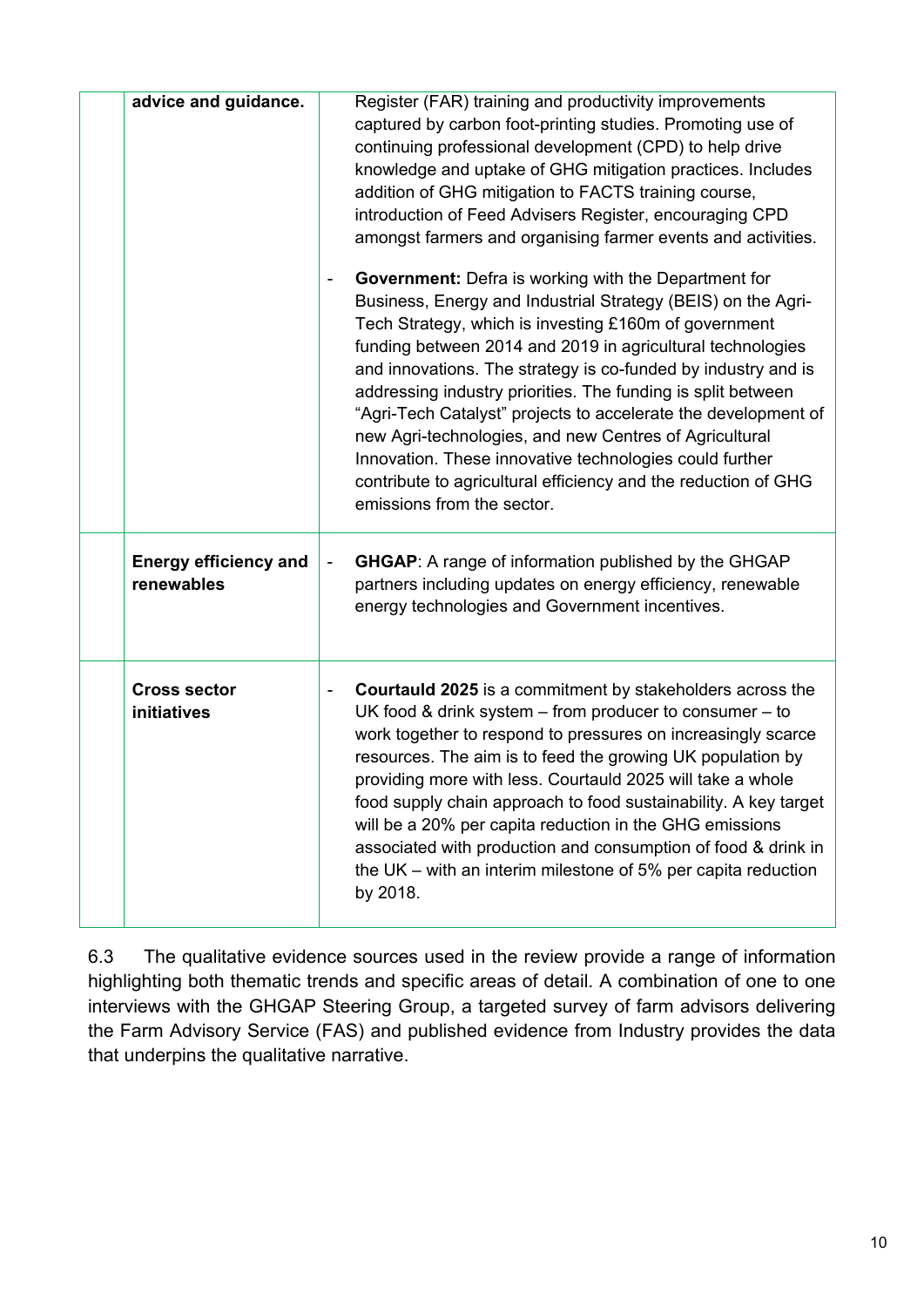| | | |
|---|---|---|
| | **advice and guidance.** | Register (FAR) training and productivity improvements captured by carbon foot-printing studies. Promoting use of continuing professional development (CPD) to help drive knowledge and uptake of GHG mitigation practices. Includes addition of GHG mitigation to FACTS training course, introduction of Feed Advisers Register, encouraging CPD amongst farmers and organising farmer events and activities.<br><br>- **Government:** Defra is working with the Department for Business, Energy and Industrial Strategy (BEIS) on the Agri-Tech Strategy, which is investing £160m of government funding between 2014 and 2019 in agricultural technologies and innovations. The strategy is co-funded by industry and is addressing industry priorities. The funding is split between "Agri-Tech Catalyst" projects to accelerate the development of new Agri-technologies, and new Centres of Agricultural Innovation. These innovative technologies could further contribute to agricultural efficiency and the reduction of GHG emissions from the sector. |
| | **Energy efficiency and renewables** | - **GHGAP**: A range of information published by the GHGAP partners including updates on energy efficiency, renewable energy technologies and Government incentives. |
| | **Cross sector initiatives** | - **Courtauld 2025** is a commitment by stakeholders across the UK food & drink system – from producer to consumer – to work together to respond to pressures on increasingly scarce resources. The aim is to feed the growing UK population by providing more with less. Courtauld 2025 will take a whole food supply chain approach to food sustainability. A key target will be a 20% per capita reduction in the GHG emissions associated with production and consumption of food & drink in the UK – with an interim milestone of 5% per capita reduction by 2018. |

6.3 The qualitative evidence sources used in the review provide a range of information highlighting both thematic trends and specific areas of detail. A combination of one to one interviews with the GHGAP Steering Group, a targeted survey of farm advisors delivering the Farm Advisory Service (FAS) and published evidence from Industry provides the data that underpins the qualitative narrative.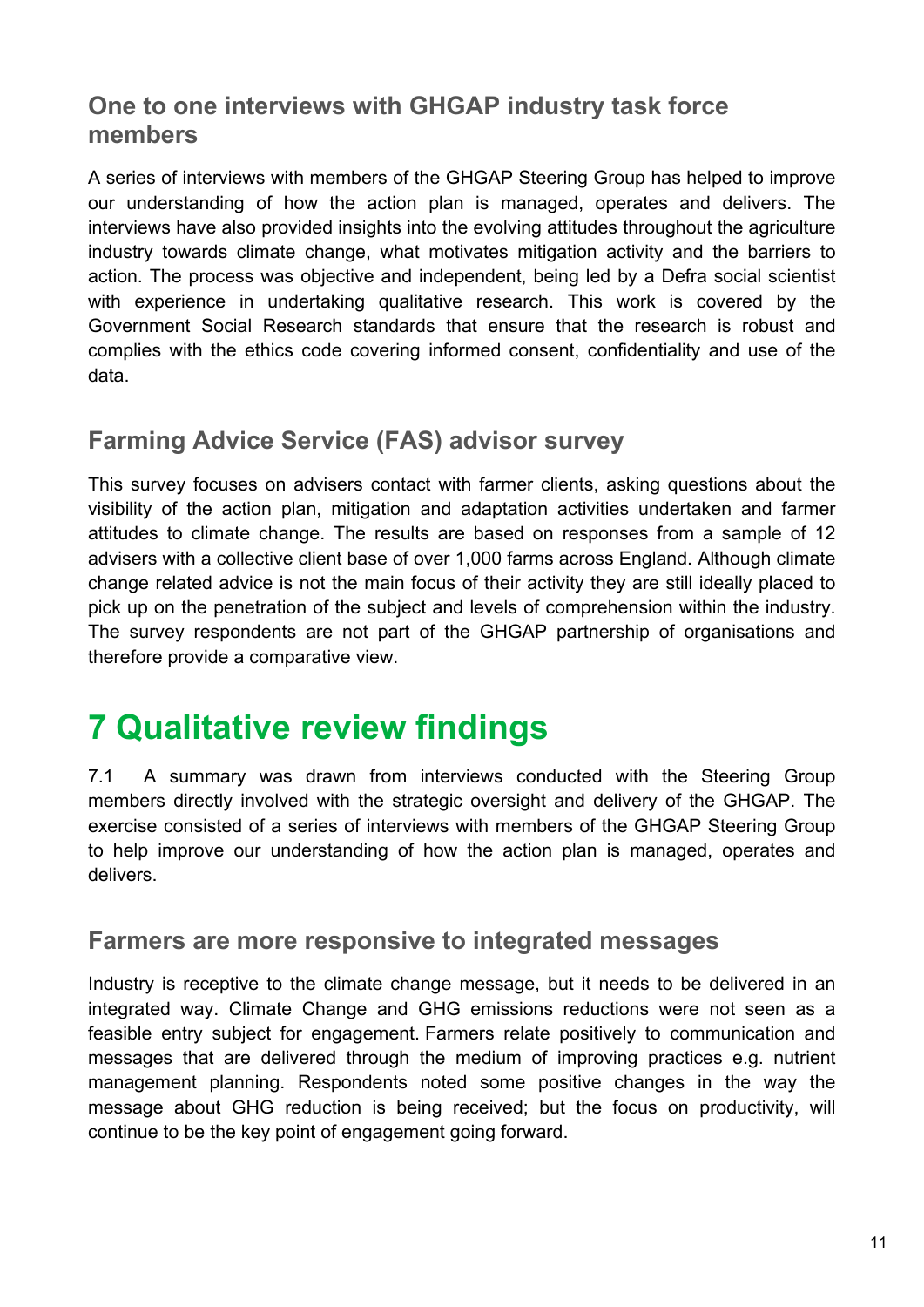### One to one interviews with GHGAP industry task force members

A series of interviews with members of the GHGAP Steering Group has helped to improve our understanding of how the action plan is managed, operates and delivers. The interviews have also provided insights into the evolving attitudes throughout the agriculture industry towards climate change, what motivates mitigation activity and the barriers to action. The process was objective and independent, being led by a Defra social scientist with experience in undertaking qualitative research. This work is covered by the Government Social Research standards that ensure that the research is robust and complies with the ethics code covering informed consent, confidentiality and use of the data.

### Farming Advice Service (FAS) advisor survey

This survey focuses on advisers contact with farmer clients, asking questions about the visibility of the action plan, mitigation and adaptation activities undertaken and farmer attitudes to climate change. The results are based on responses from a sample of 12 advisers with a collective client base of over 1,000 farms across England. Although climate change related advice is not the main focus of their activity they are still ideally placed to pick up on the penetration of the subject and levels of comprehension within the industry. The survey respondents are not part of the GHGAP partnership of organisations and therefore provide a comparative view.

# 7 Qualitative review findings

7.1 A summary was drawn from interviews conducted with the Steering Group members directly involved with the strategic oversight and delivery of the GHGAP. The exercise consisted of a series of interviews with members of the GHGAP Steering Group to help improve our understanding of how the action plan is managed, operates and delivers.

### Farmers are more responsive to integrated messages

Industry is receptive to the climate change message, but it needs to be delivered in an integrated way. Climate Change and GHG emissions reductions were not seen as a feasible entry subject for engagement. Farmers relate positively to communication and messages that are delivered through the medium of improving practices e.g. nutrient management planning. Respondents noted some positive changes in the way the message about GHG reduction is being received; but the focus on productivity, will continue to be the key point of engagement going forward.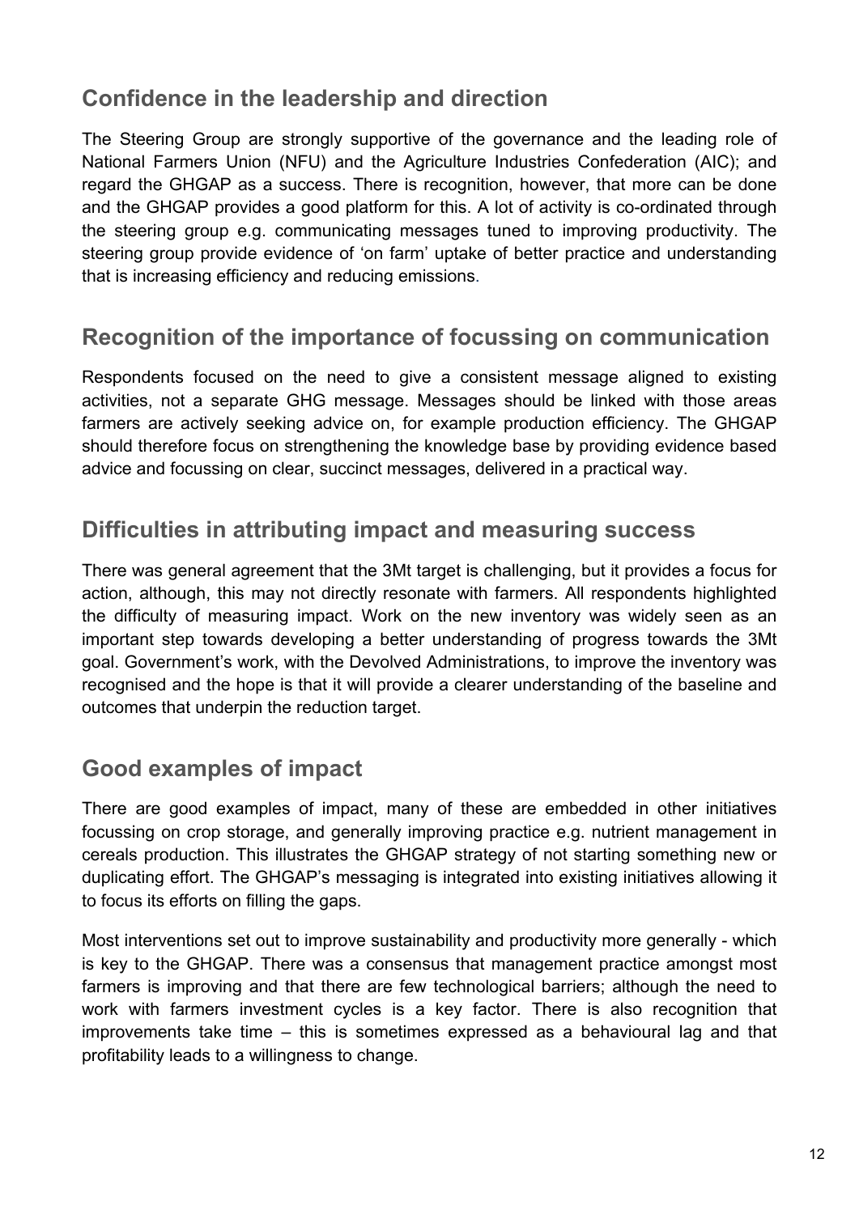## Confidence in the leadership and direction

The Steering Group are strongly supportive of the governance and the leading role of National Farmers Union (NFU) and the Agriculture Industries Confederation (AIC); and regard the GHGAP as a success. There is recognition, however, that more can be done and the GHGAP provides a good platform for this. A lot of activity is co-ordinated through the steering group e.g. communicating messages tuned to improving productivity. The steering group provide evidence of 'on farm' uptake of better practice and understanding that is increasing efficiency and reducing emissions.

## Recognition of the importance of focussing on communication

Respondents focused on the need to give a consistent message aligned to existing activities, not a separate GHG message. Messages should be linked with those areas farmers are actively seeking advice on, for example production efficiency. The GHGAP should therefore focus on strengthening the knowledge base by providing evidence based advice and focussing on clear, succinct messages, delivered in a practical way.

## Difficulties in attributing impact and measuring success

There was general agreement that the 3Mt target is challenging, but it provides a focus for action, although, this may not directly resonate with farmers. All respondents highlighted the difficulty of measuring impact. Work on the new inventory was widely seen as an important step towards developing a better understanding of progress towards the 3Mt goal. Government's work, with the Devolved Administrations, to improve the inventory was recognised and the hope is that it will provide a clearer understanding of the baseline and outcomes that underpin the reduction target.

## Good examples of impact

There are good examples of impact, many of these are embedded in other initiatives focussing on crop storage, and generally improving practice e.g. nutrient management in cereals production. This illustrates the GHGAP strategy of not starting something new or duplicating effort. The GHGAP's messaging is integrated into existing initiatives allowing it to focus its efforts on filling the gaps.

Most interventions set out to improve sustainability and productivity more generally - which is key to the GHGAP. There was a consensus that management practice amongst most farmers is improving and that there are few technological barriers; although the need to work with farmers investment cycles is a key factor. There is also recognition that improvements take time – this is sometimes expressed as a behavioural lag and that profitability leads to a willingness to change.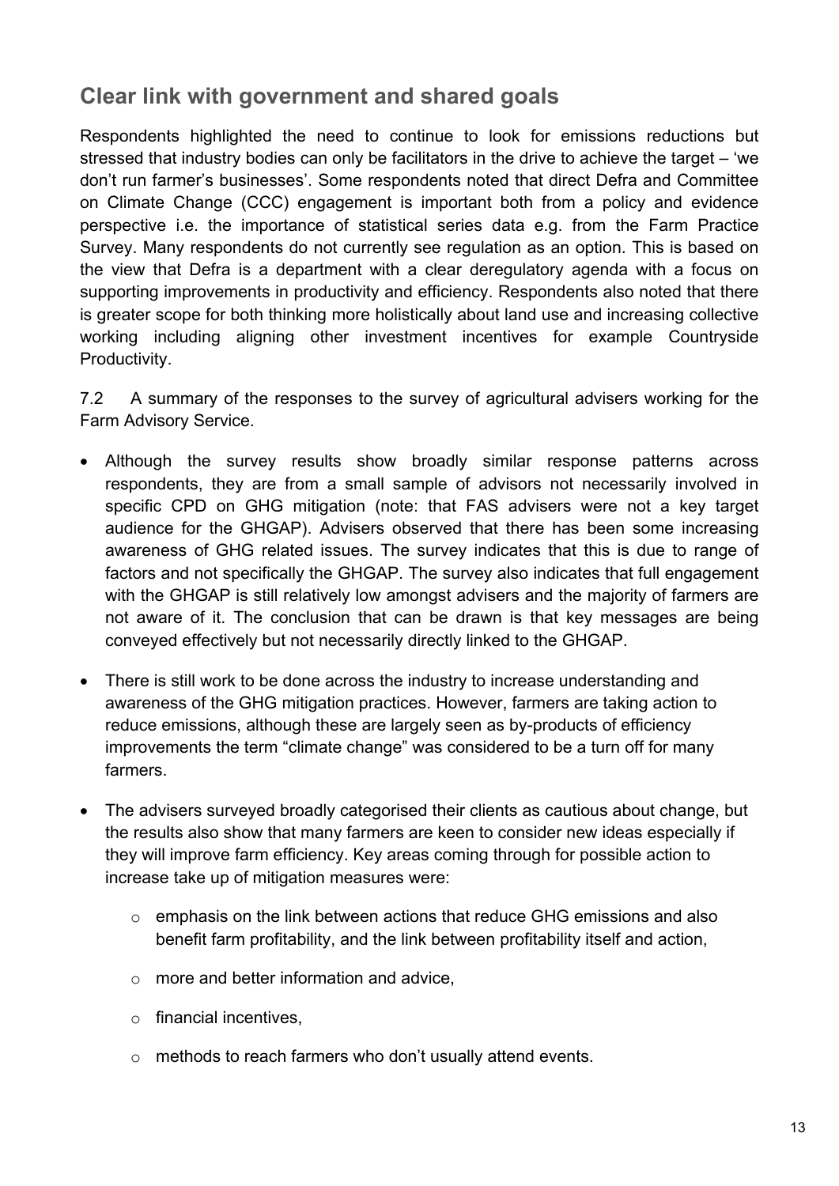## Clear link with government and shared goals

Respondents highlighted the need to continue to look for emissions reductions but stressed that industry bodies can only be facilitators in the drive to achieve the target – 'we don't run farmer's businesses'. Some respondents noted that direct Defra and Committee on Climate Change (CCC) engagement is important both from a policy and evidence perspective i.e. the importance of statistical series data e.g. from the Farm Practice Survey. Many respondents do not currently see regulation as an option. This is based on the view that Defra is a department with a clear deregulatory agenda with a focus on supporting improvements in productivity and efficiency. Respondents also noted that there is greater scope for both thinking more holistically about land use and increasing collective working including aligning other investment incentives for example Countryside Productivity.

7.2 A summary of the responses to the survey of agricultural advisers working for the Farm Advisory Service.

- Although the survey results show broadly similar response patterns across respondents, they are from a small sample of advisors not necessarily involved in specific CPD on GHG mitigation (note: that FAS advisers were not a key target audience for the GHGAP). Advisers observed that there has been some increasing awareness of GHG related issues. The survey indicates that this is due to range of factors and not specifically the GHGAP. The survey also indicates that full engagement with the GHGAP is still relatively low amongst advisers and the majority of farmers are not aware of it. The conclusion that can be drawn is that key messages are being conveyed effectively but not necessarily directly linked to the GHGAP.
- There is still work to be done across the industry to increase understanding and awareness of the GHG mitigation practices. However, farmers are taking action to reduce emissions, although these are largely seen as by-products of efficiency improvements the term "climate change" was considered to be a turn off for many farmers.
- The advisers surveyed broadly categorised their clients as cautious about change, but the results also show that many farmers are keen to consider new ideas especially if they will improve farm efficiency. Key areas coming through for possible action to increase take up of mitigation measures were:
  - emphasis on the link between actions that reduce GHG emissions and also benefit farm profitability, and the link between profitability itself and action,
  - more and better information and advice,
  - financial incentives,
  - methods to reach farmers who don't usually attend events.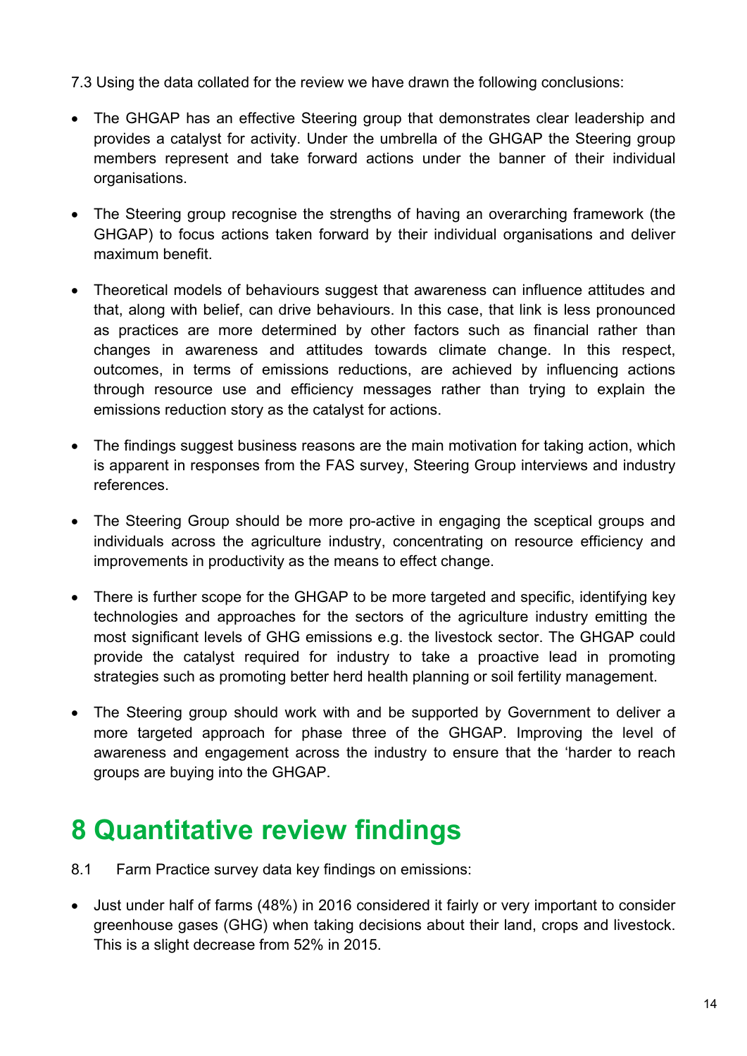7.3 Using the data collated for the review we have drawn the following conclusions:

- The GHGAP has an effective Steering group that demonstrates clear leadership and provides a catalyst for activity. Under the umbrella of the GHGAP the Steering group members represent and take forward actions under the banner of their individual organisations.
- The Steering group recognise the strengths of having an overarching framework (the GHGAP) to focus actions taken forward by their individual organisations and deliver maximum benefit.
- Theoretical models of behaviours suggest that awareness can influence attitudes and that, along with belief, can drive behaviours. In this case, that link is less pronounced as practices are more determined by other factors such as financial rather than changes in awareness and attitudes towards climate change. In this respect, outcomes, in terms of emissions reductions, are achieved by influencing actions through resource use and efficiency messages rather than trying to explain the emissions reduction story as the catalyst for actions.
- The findings suggest business reasons are the main motivation for taking action, which is apparent in responses from the FAS survey, Steering Group interviews and industry references.
- The Steering Group should be more pro-active in engaging the sceptical groups and individuals across the agriculture industry, concentrating on resource efficiency and improvements in productivity as the means to effect change.
- There is further scope for the GHGAP to be more targeted and specific, identifying key technologies and approaches for the sectors of the agriculture industry emitting the most significant levels of GHG emissions e.g. the livestock sector. The GHGAP could provide the catalyst required for industry to take a proactive lead in promoting strategies such as promoting better herd health planning or soil fertility management.
- The Steering group should work with and be supported by Government to deliver a more targeted approach for phase three of the GHGAP. Improving the level of awareness and engagement across the industry to ensure that the 'harder to reach groups are buying into the GHGAP.

# 8 Quantitative review findings

8.1 Farm Practice survey data key findings on emissions:

- Just under half of farms (48%) in 2016 considered it fairly or very important to consider greenhouse gases (GHG) when taking decisions about their land, crops and livestock. This is a slight decrease from 52% in 2015.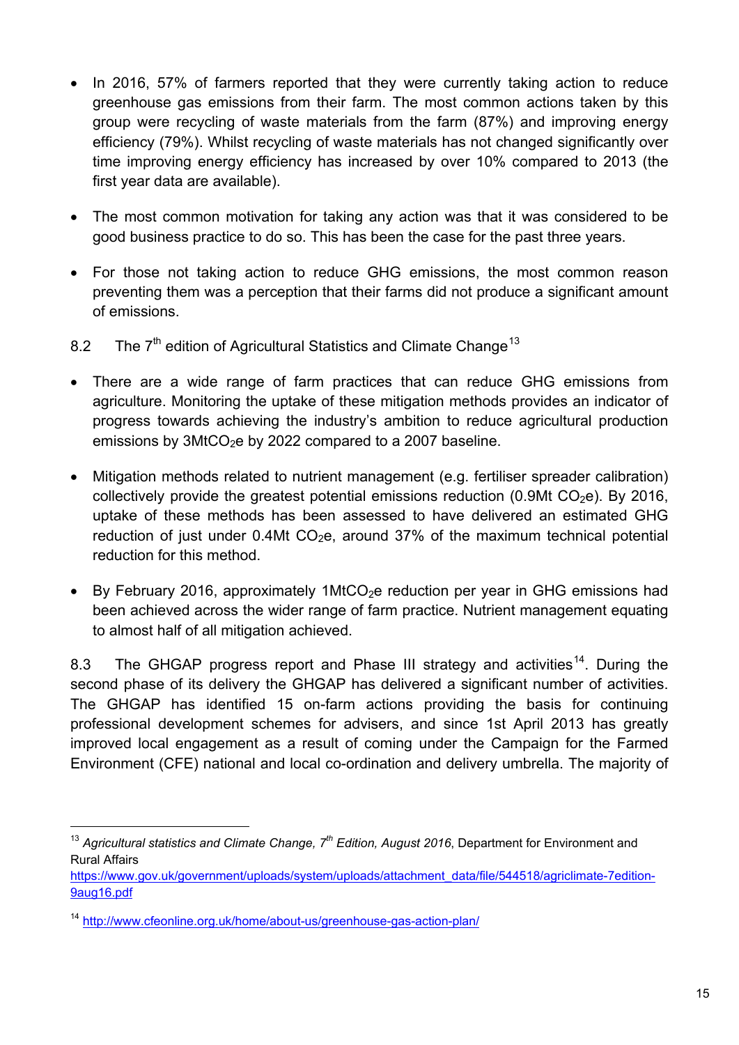- In 2016, 57% of farmers reported that they were currently taking action to reduce greenhouse gas emissions from their farm. The most common actions taken by this group were recycling of waste materials from the farm (87%) and improving energy efficiency (79%). Whilst recycling of waste materials has not changed significantly over time improving energy efficiency has increased by over 10% compared to 2013 (the first year data are available).

- The most common motivation for taking any action was that it was considered to be good business practice to do so. This has been the case for the past three years.

- For those not taking action to reduce GHG emissions, the most common reason preventing them was a perception that their farms did not produce a significant amount of emissions.

8.2 The 7th edition of Agricultural Statistics and Climate Change[13]

- There are a wide range of farm practices that can reduce GHG emissions from agriculture. Monitoring the uptake of these mitigation methods provides an indicator of progress towards achieving the industry's ambition to reduce agricultural production emissions by 3Mt$CO_2$e by 2022 compared to a 2007 baseline.

- Mitigation methods related to nutrient management (e.g. fertiliser spreader calibration) collectively provide the greatest potential emissions reduction (0.9Mt $CO_2$e). By 2016, uptake of these methods has been assessed to have delivered an estimated GHG reduction of just under 0.4Mt $CO_2$e, around 37% of the maximum technical potential reduction for this method.

- By February 2016, approximately 1Mt$CO_2$e reduction per year in GHG emissions had been achieved across the wider range of farm practice. Nutrient management equating to almost half of all mitigation achieved.

8.3 The GHGAP progress report and Phase III strategy and activities[14]. During the second phase of its delivery the GHGAP has delivered a significant number of activities. The GHGAP has identified 15 on-farm actions providing the basis for continuing professional development schemes for advisers, and since 1st April 2013 has greatly improved local engagement as a result of coming under the Campaign for the Farmed Environment (CFE) national and local co-ordination and delivery umbrella. The majority of

---

[13] *Agricultural statistics and Climate Change, 7th Edition, August 2016*, Department for Environment and Rural Affairs
https://www.gov.uk/government/uploads/system/uploads/attachment_data/file/544518/agriclimate-7edition-9aug16.pdf

[14] http://www.cfeonline.org.uk/home/about-us/greenhouse-gas-action-plan/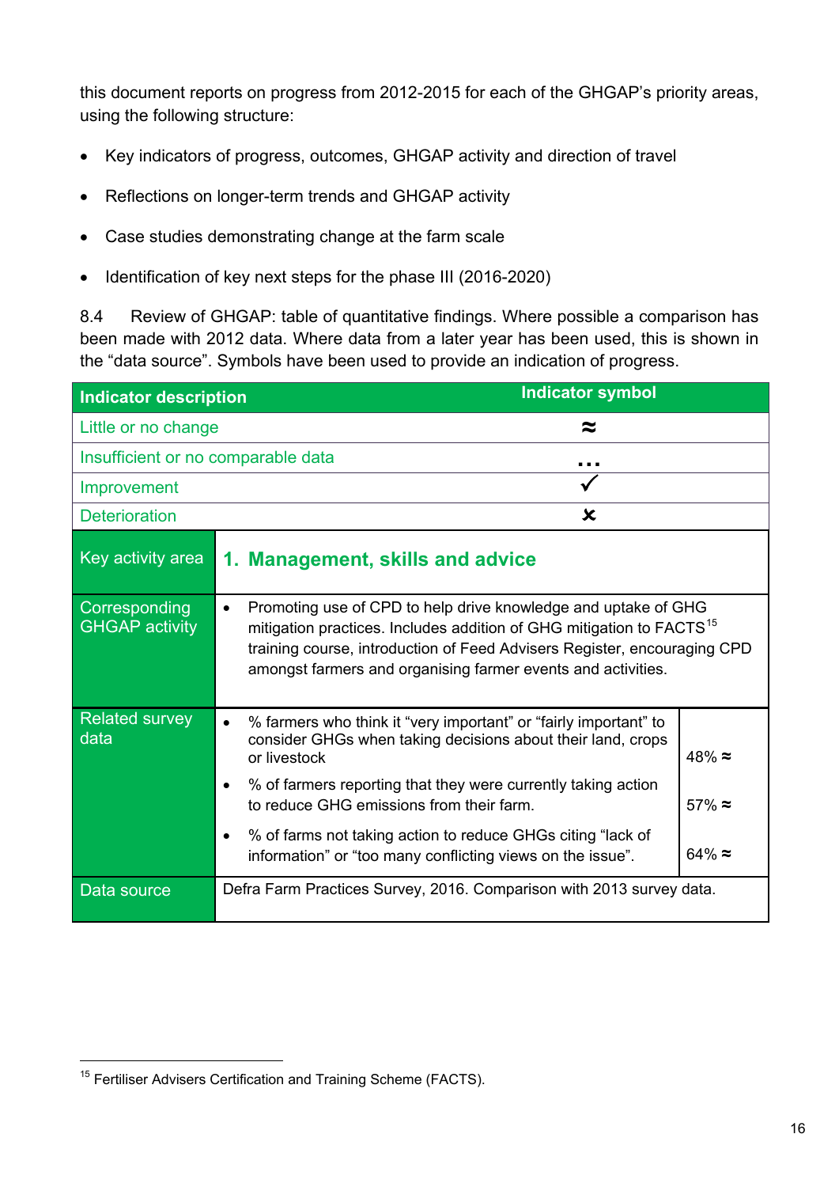this document reports on progress from 2012-2015 for each of the GHGAP's priority areas, using the following structure:

- Key indicators of progress, outcomes, GHGAP activity and direction of travel
- Reflections on longer-term trends and GHGAP activity
- Case studies demonstrating change at the farm scale
- Identification of key next steps for the phase III (2016-2020)

8.4 Review of GHGAP: table of quantitative findings. Where possible a comparison has been made with 2012 data. Where data from a later year has been used, this is shown in the "data source". Symbols have been used to provide an indication of progress.

| Indicator description | Indicator symbol |
|---|---|
| Little or no change | ≈ |
| Insufficient or no comparable data | … |
| Improvement | ✓ |
| Deterioration | ✗ |

| Key activity area | 1. Management, skills and advice | |
|---|---|---|
| Corresponding GHGAP activity | • Promoting use of CPD to help drive knowledge and uptake of GHG mitigation practices. Includes addition of GHG mitigation to FACTS[15] training course, introduction of Feed Advisers Register, encouraging CPD amongst farmers and organising farmer events and activities. | |
| Related survey data | • % farmers who think it "very important" or "fairly important" to consider GHGs when taking decisions about their land, crops or livestock | 48% ≈ |
| | • % of farmers reporting that they were currently taking action to reduce GHG emissions from their farm. | 57% ≈ |
| | • % of farms not taking action to reduce GHGs citing "lack of information" or "too many conflicting views on the issue". | 64% ≈ |
| Data source | Defra Farm Practices Survey, 2016. Comparison with 2013 survey data. | |

[15] Fertiliser Advisers Certification and Training Scheme (FACTS).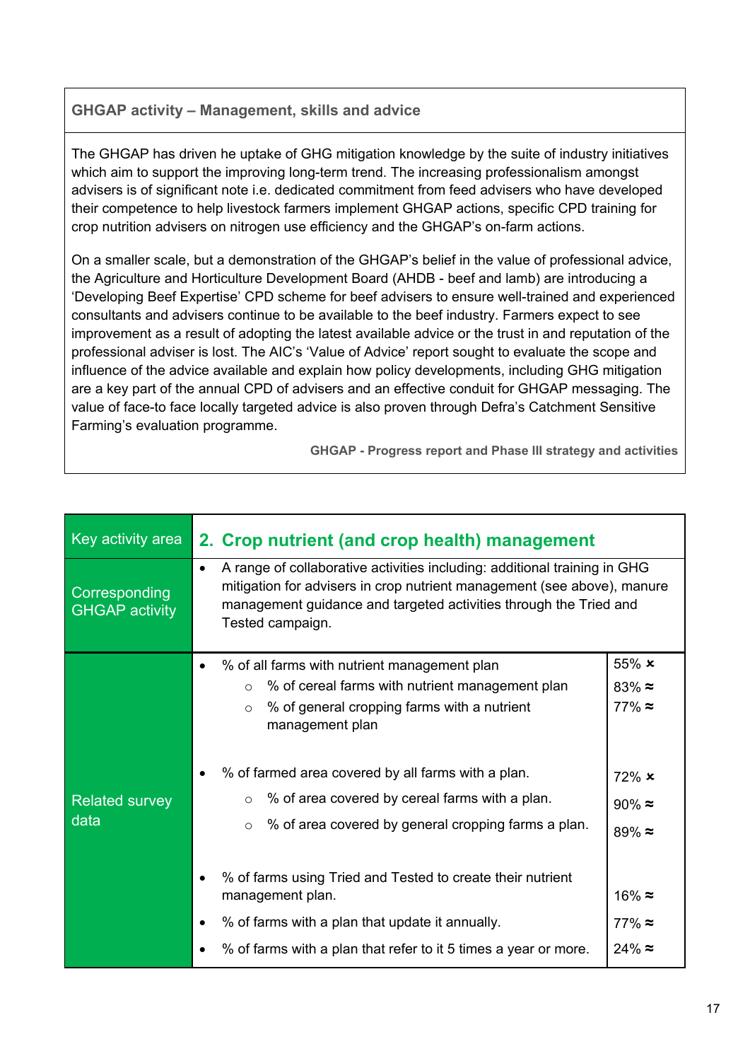**GHGAP activity – Management, skills and advice**

The GHGAP has driven he uptake of GHG mitigation knowledge by the suite of industry initiatives which aim to support the improving long-term trend. The increasing professionalism amongst advisers is of significant note i.e. dedicated commitment from feed advisers who have developed their competence to help livestock farmers implement GHGAP actions, specific CPD training for crop nutrition advisers on nitrogen use efficiency and the GHGAP's on-farm actions.

On a smaller scale, but a demonstration of the GHGAP's belief in the value of professional advice, the Agriculture and Horticulture Development Board (AHDB - beef and lamb) are introducing a 'Developing Beef Expertise' CPD scheme for beef advisers to ensure well-trained and experienced consultants and advisers continue to be available to the beef industry. Farmers expect to see improvement as a result of adopting the latest available advice or the trust in and reputation of the professional adviser is lost. The AIC's 'Value of Advice' report sought to evaluate the scope and influence of the advice available and explain how policy developments, including GHG mitigation are a key part of the annual CPD of advisers and an effective conduit for GHGAP messaging. The value of face-to face locally targeted advice is also proven through Defra's Catchment Sensitive Farming's evaluation programme.

**GHGAP - Progress report and Phase III strategy and activities**

| Key activity area | **2. Crop nutrient (and crop health) management** | |
|---|---|---|
| Corresponding GHGAP activity | • A range of collaborative activities including: additional training in GHG mitigation for advisers in crop nutrient management (see above), manure management guidance and targeted activities through the Tried and Tested campaign. | |
| Related survey data | • % of all farms with nutrient management plan | 55% ✘ |
| | ○ % of cereal farms with nutrient management plan | 83% ≈ |
| | ○ % of general cropping farms with a nutrient management plan | 77% ≈ |
| | • % of farmed area covered by all farms with a plan. | 72% ✘ |
| | ○ % of area covered by cereal farms with a plan. | 90% ≈ |
| | ○ % of area covered by general cropping farms a plan. | 89% ≈ |
| | • % of farms using Tried and Tested to create their nutrient management plan. | 16% ≈ |
| | • % of farms with a plan that update it annually. | 77% ≈ |
| | • % of farms with a plan that refer to it 5 times a year or more. | 24% ≈ |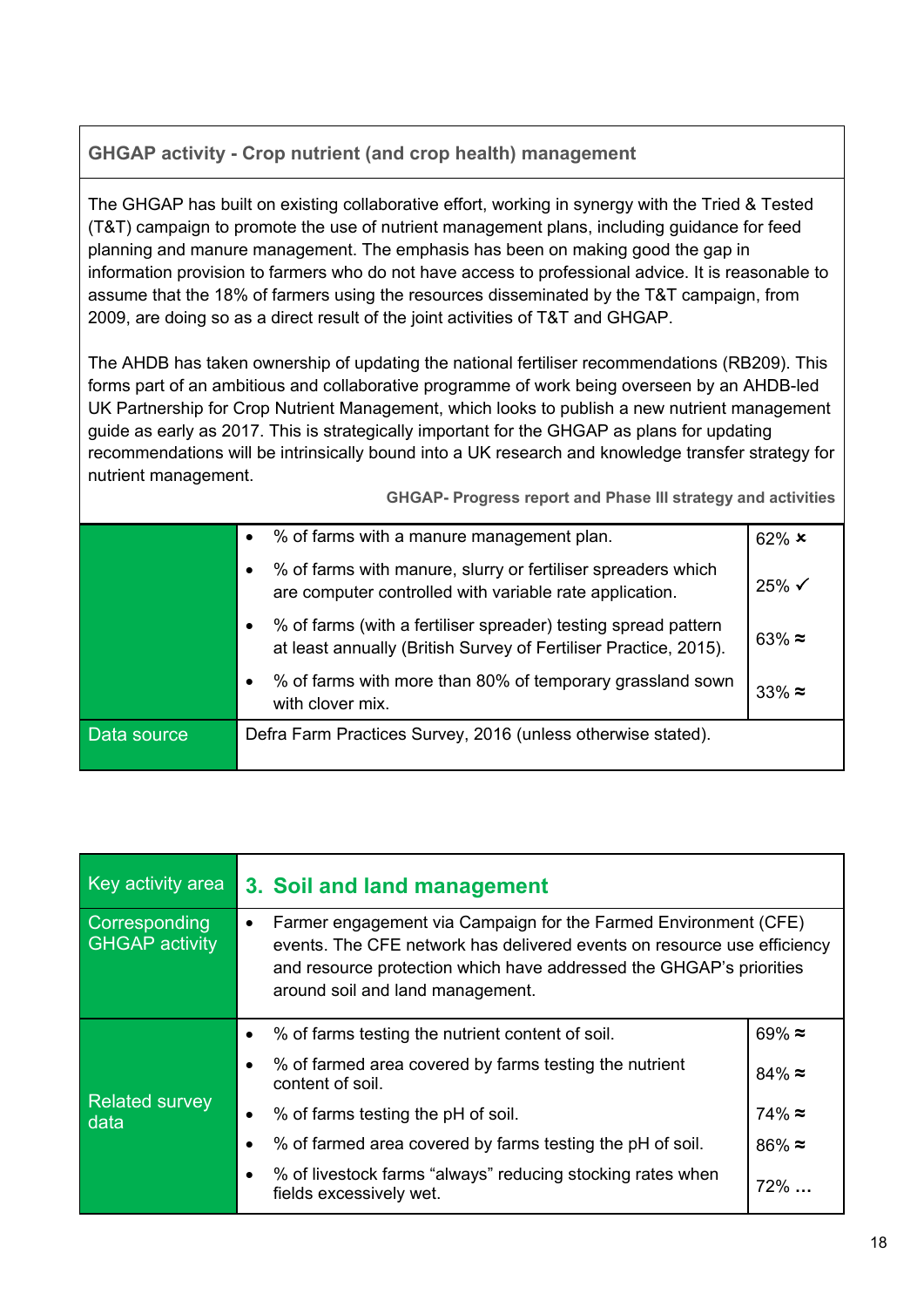| GHGAP activity - Crop nutrient (and crop health) management | | |
|---|---|---|
| The GHGAP has built on existing collaborative effort, working in synergy with the Tried & Tested (T&T) campaign to promote the use of nutrient management plans, including guidance for feed planning and manure management. The emphasis has been on making good the gap in information provision to farmers who do not have access to professional advice. It is reasonable to assume that the 18% of farmers using the resources disseminated by the T&T campaign, from 2009, are doing so as a direct result of the joint activities of T&T and GHGAP.<br><br>The AHDB has taken ownership of updating the national fertiliser recommendations (RB209). This forms part of an ambitious and collaborative programme of work being overseen by an AHDB-led UK Partnership for Crop Nutrient Management, which looks to publish a new nutrient management guide as early as 2017. This is strategically important for the GHGAP as plans for updating recommendations will be intrinsically bound into a UK research and knowledge transfer strategy for nutrient management.<br><br>**GHGAP- Progress report and Phase III strategy and activities** | | |
| | • % of farms with a manure management plan. | 62% ✗ |
| | • % of farms with manure, slurry or fertiliser spreaders which are computer controlled with variable rate application. | 25% ✓ |
| | • % of farms (with a fertiliser spreader) testing spread pattern at least annually (British Survey of Fertiliser Practice, 2015). | 63% ≈ |
| | • % of farms with more than 80% of temporary grassland sown with clover mix. | 33% ≈ |
| Data source | Defra Farm Practices Survey, 2016 (unless otherwise stated). | |

| Key activity area | 3. Soil and land management | |
|---|---|---|
| Corresponding GHGAP activity | • Farmer engagement via Campaign for the Farmed Environment (CFE) events. The CFE network has delivered events on resource use efficiency and resource protection which have addressed the GHGAP's priorities around soil and land management. | |
| Related survey data | • % of farms testing the nutrient content of soil. | 69% ≈ |
| | • % of farmed area covered by farms testing the nutrient content of soil. | 84% ≈ |
| | • % of farms testing the pH of soil. | 74% ≈ |
| | • % of farmed area covered by farms testing the pH of soil. | 86% ≈ |
| | • % of livestock farms "always" reducing stocking rates when fields excessively wet. | 72% … |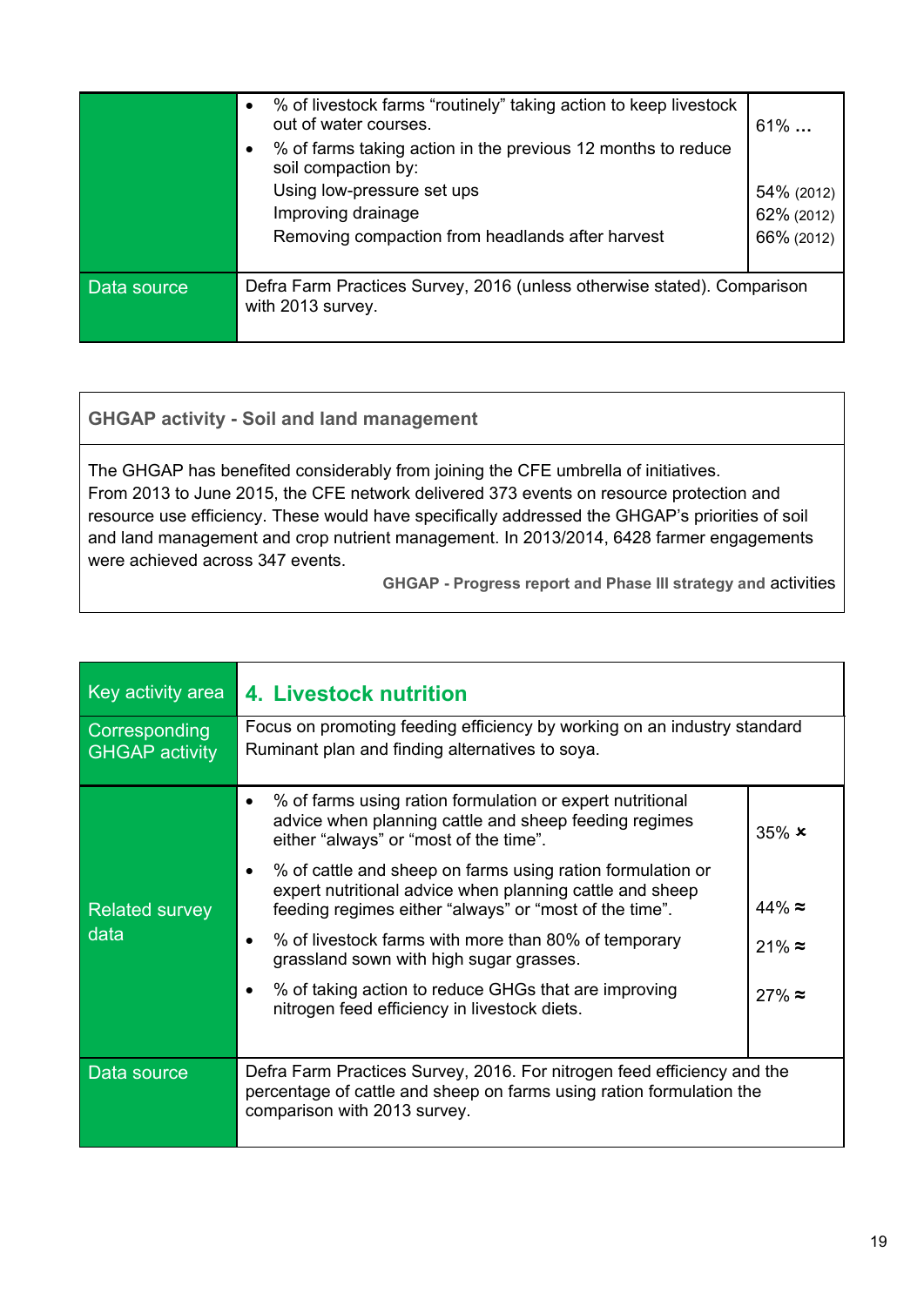| | | |
|---|---|---|
| | • % of livestock farms "routinely" taking action to keep livestock out of water courses.<br>• % of farms taking action in the previous 12 months to reduce soil compaction by:<br>Using low-pressure set ups<br>Improving drainage<br>Removing compaction from headlands after harvest | 61% …<br><br><br>54% (2012)<br>62% (2012)<br>66% (2012) |
| Data source | Defra Farm Practices Survey, 2016 (unless otherwise stated). Comparison with 2013 survey. | |

| **GHGAP activity - Soil and land management** |
|---|
| The GHGAP has benefited considerably from joining the CFE umbrella of initiatives. From 2013 to June 2015, the CFE network delivered 373 events on resource protection and resource use efficiency. These would have specifically addressed the GHGAP's priorities of soil and land management and crop nutrient management. In 2013/2014, 6428 farmer engagements were achieved across 347 events.<br>**GHGAP - Progress report and Phase III strategy and** activities |

| Key activity area | **4. Livestock nutrition** | |
|---|---|---|
| Corresponding GHGAP activity | Focus on promoting feeding efficiency by working on an industry standard Ruminant plan and finding alternatives to soya. | |
| Related survey data | • % of farms using ration formulation or expert nutritional advice when planning cattle and sheep feeding regimes either "always" or "most of the time".<br>• % of cattle and sheep on farms using ration formulation or expert nutritional advice when planning cattle and sheep feeding regimes either "always" or "most of the time".<br>• % of livestock farms with more than 80% of temporary grassland sown with high sugar grasses.<br>• % of taking action to reduce GHGs that are improving nitrogen feed efficiency in livestock diets. | 35% ✖<br><br>44% ≈<br><br>21% ≈<br><br>27% ≈ |
| Data source | Defra Farm Practices Survey, 2016. For nitrogen feed efficiency and the percentage of cattle and sheep on farms using ration formulation the comparison with 2013 survey. | |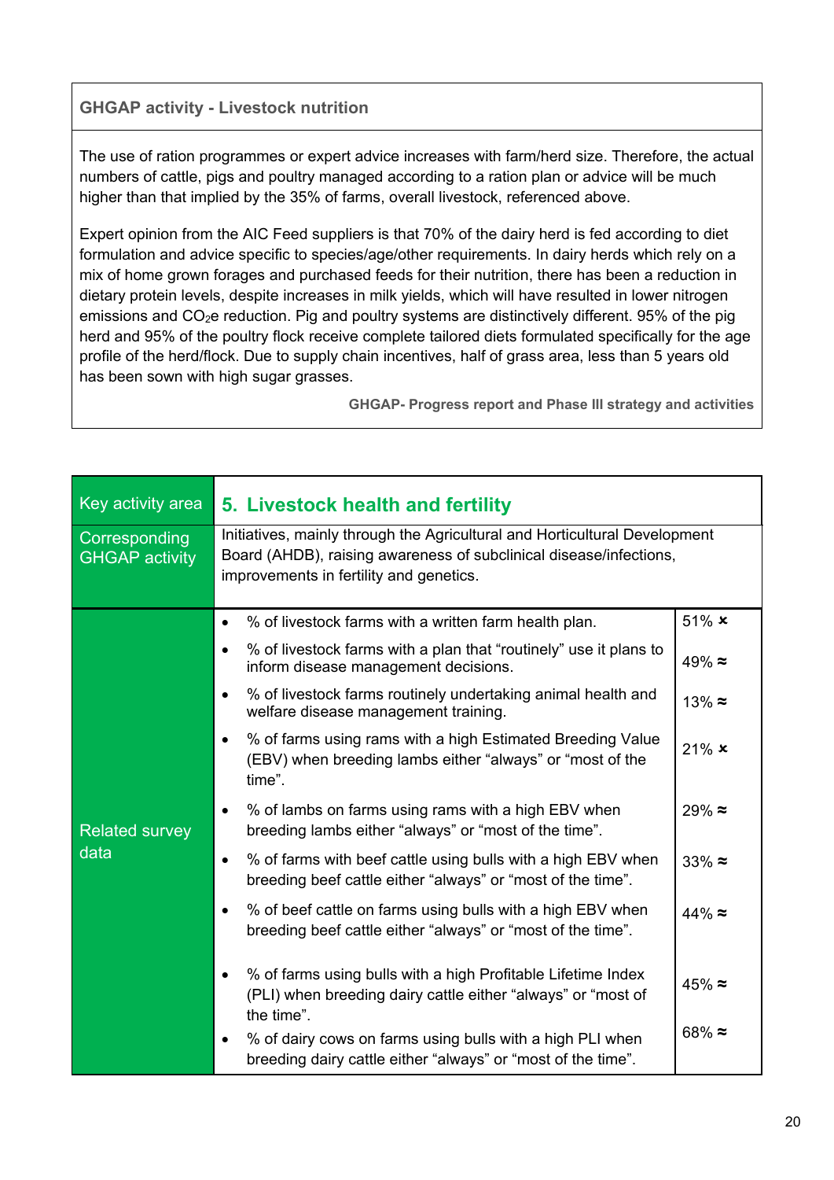**GHGAP activity - Livestock nutrition**

The use of ration programmes or expert advice increases with farm/herd size. Therefore, the actual numbers of cattle, pigs and poultry managed according to a ration plan or advice will be much higher than that implied by the 35% of farms, overall livestock, referenced above.

Expert opinion from the AIC Feed suppliers is that 70% of the dairy herd is fed according to diet formulation and advice specific to species/age/other requirements. In dairy herds which rely on a mix of home grown forages and purchased feeds for their nutrition, there has been a reduction in dietary protein levels, despite increases in milk yields, which will have resulted in lower nitrogen emissions and $CO_2e$ reduction. Pig and poultry systems are distinctively different. 95% of the pig herd and 95% of the poultry flock receive complete tailored diets formulated specifically for the age profile of the herd/flock. Due to supply chain incentives, half of grass area, less than 5 years old has been sown with high sugar grasses.

**GHGAP- Progress report and Phase III strategy and activities**

| Key activity area | 5. Livestock health and fertility | |
|---|---|---|
| Corresponding GHGAP activity | Initiatives, mainly through the Agricultural and Horticultural Development Board (AHDB), raising awareness of subclinical disease/infections, improvements in fertility and genetics. | |
| Related survey data | • % of livestock farms with a written farm health plan. | 51% × |
| | • % of livestock farms with a plan that "routinely" use it plans to inform disease management decisions. | 49% ≈ |
| | • % of livestock farms routinely undertaking animal health and welfare disease management training. | 13% ≈ |
| | • % of farms using rams with a high Estimated Breeding Value (EBV) when breeding lambs either "always" or "most of the time". | 21% × |
| | • % of lambs on farms using rams with a high EBV when breeding lambs either "always" or "most of the time". | 29% ≈ |
| | • % of farms with beef cattle using bulls with a high EBV when breeding beef cattle either "always" or "most of the time". | 33% ≈ |
| | • % of beef cattle on farms using bulls with a high EBV when breeding beef cattle either "always" or "most of the time". | 44% ≈ |
| | • % of farms using bulls with a high Profitable Lifetime Index (PLI) when breeding dairy cattle either "always" or "most of the time". | 45% ≈ |
| | • % of dairy cows on farms using bulls with a high PLI when breeding dairy cattle either "always" or "most of the time". | 68% ≈ |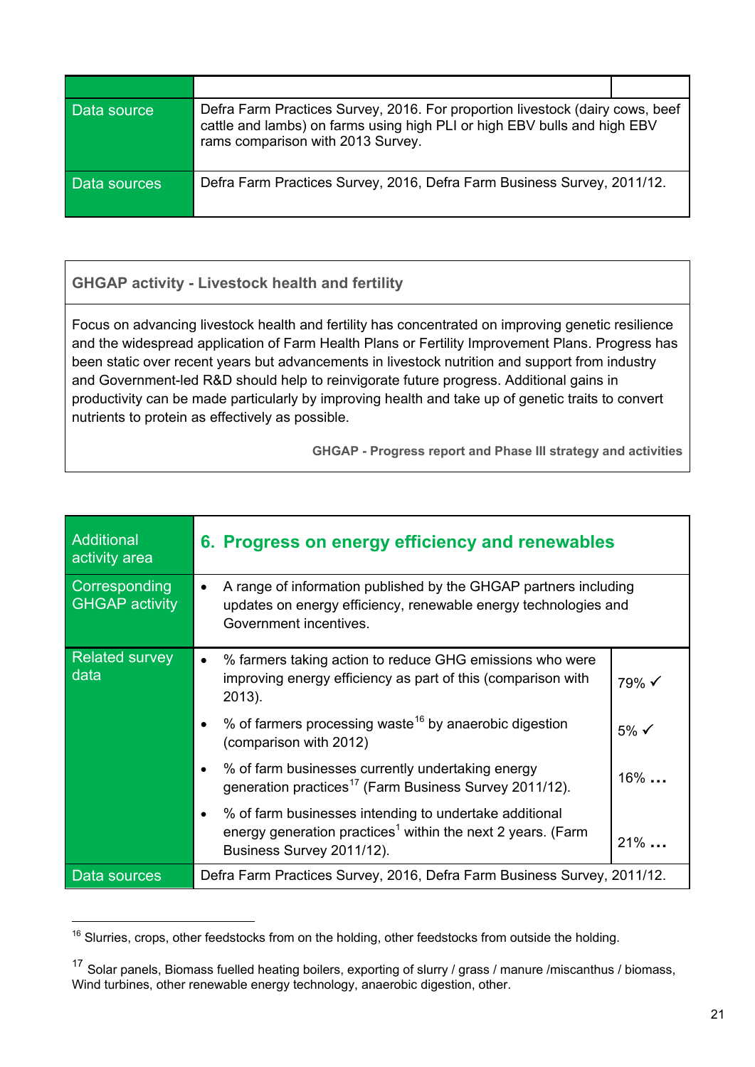| | | |
|---|---|---|
| Data source | Defra Farm Practices Survey, 2016. For proportion livestock (dairy cows, beef cattle and lambs) on farms using high PLI or high EBV bulls and high EBV rams comparison with 2013 Survey. | |
| Data sources | Defra Farm Practices Survey, 2016, Defra Farm Business Survey, 2011/12. | |

**GHGAP activity - Livestock health and fertility**

Focus on advancing livestock health and fertility has concentrated on improving genetic resilience and the widespread application of Farm Health Plans or Fertility Improvement Plans. Progress has been static over recent years but advancements in livestock nutrition and support from industry and Government-led R&D should help to reinvigorate future progress. Additional gains in productivity can be made particularly by improving health and take up of genetic traits to convert nutrients to protein as effectively as possible.

**GHGAP - Progress report and Phase III strategy and activities**

| Additional activity area | 6. Progress on energy efficiency and renewables | |
|---|---|---|
| Corresponding GHGAP activity | • A range of information published by the GHGAP partners including updates on energy efficiency, renewable energy technologies and Government incentives. | |
| Related survey data | • % farmers taking action to reduce GHG emissions who were improving energy efficiency as part of this (comparison with 2013). | 79% ✓ |
| | • % of farmers processing waste[16] by anaerobic digestion (comparison with 2012) | 5% ✓ |
| | • % of farm businesses currently undertaking energy generation practices[17] (Farm Business Survey 2011/12). | 16% … |
| | • % of farm businesses intending to undertake additional energy generation practices[1] within the next 2 years. (Farm Business Survey 2011/12). | 21% … |
| Data sources | Defra Farm Practices Survey, 2016, Defra Farm Business Survey, 2011/12. | |

[16] Slurries, crops, other feedstocks from on the holding, other feedstocks from outside the holding.

[17] Solar panels, Biomass fuelled heating boilers, exporting of slurry / grass / manure /miscanthus / biomass, Wind turbines, other renewable energy technology, anaerobic digestion, other.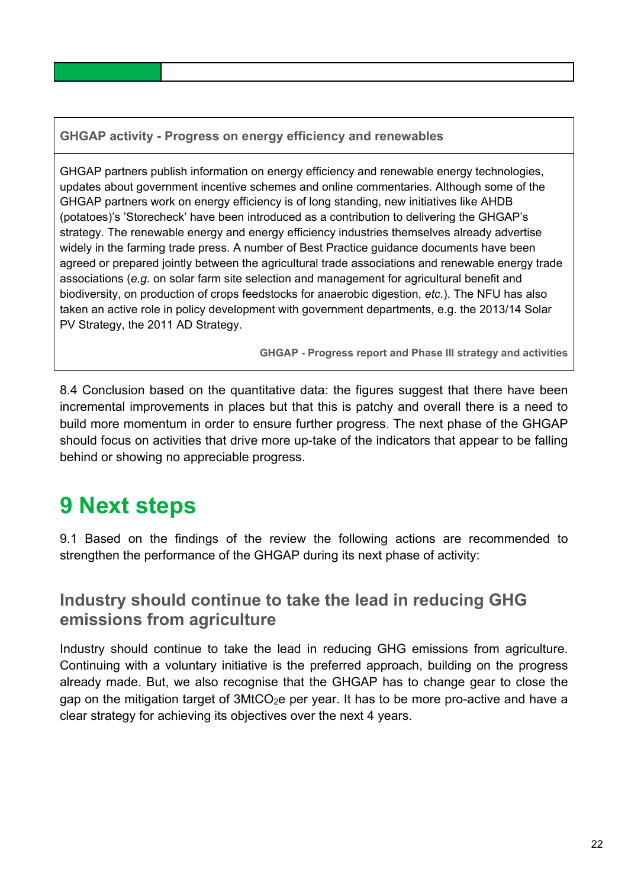**GHGAP activity - Progress on energy efficiency and renewables**

GHGAP partners publish information on energy efficiency and renewable energy technologies, updates about government incentive schemes and online commentaries. Although some of the GHGAP partners work on energy efficiency is of long standing, new initiatives like AHDB (potatoes)'s 'Storecheck' have been introduced as a contribution to delivering the GHGAP's strategy. The renewable energy and energy efficiency industries themselves already advertise widely in the farming trade press. A number of Best Practice guidance documents have been agreed or prepared jointly between the agricultural trade associations and renewable energy trade associations (*e.g.* on solar farm site selection and management for agricultural benefit and biodiversity, on production of crops feedstocks for anaerobic digestion, *etc.*). The NFU has also taken an active role in policy development with government departments, e.g. the 2013/14 Solar PV Strategy, the 2011 AD Strategy.

**GHGAP - Progress report and Phase III strategy and activities**

8.4 Conclusion based on the quantitative data: the figures suggest that there have been incremental improvements in places but that this is patchy and overall there is a need to build more momentum in order to ensure further progress. The next phase of the GHGAP should focus on activities that drive more up-take of the indicators that appear to be falling behind or showing no appreciable progress.

# 9 Next steps

9.1 Based on the findings of the review the following actions are recommended to strengthen the performance of the GHGAP during its next phase of activity:

## Industry should continue to take the lead in reducing GHG emissions from agriculture

Industry should continue to take the lead in reducing GHG emissions from agriculture. Continuing with a voluntary initiative is the preferred approach, building on the progress already made. But, we also recognise that the GHGAP has to change gear to close the gap on the mitigation target of $3MtCO_2e$ per year. It has to be more pro-active and have a clear strategy for achieving its objectives over the next 4 years.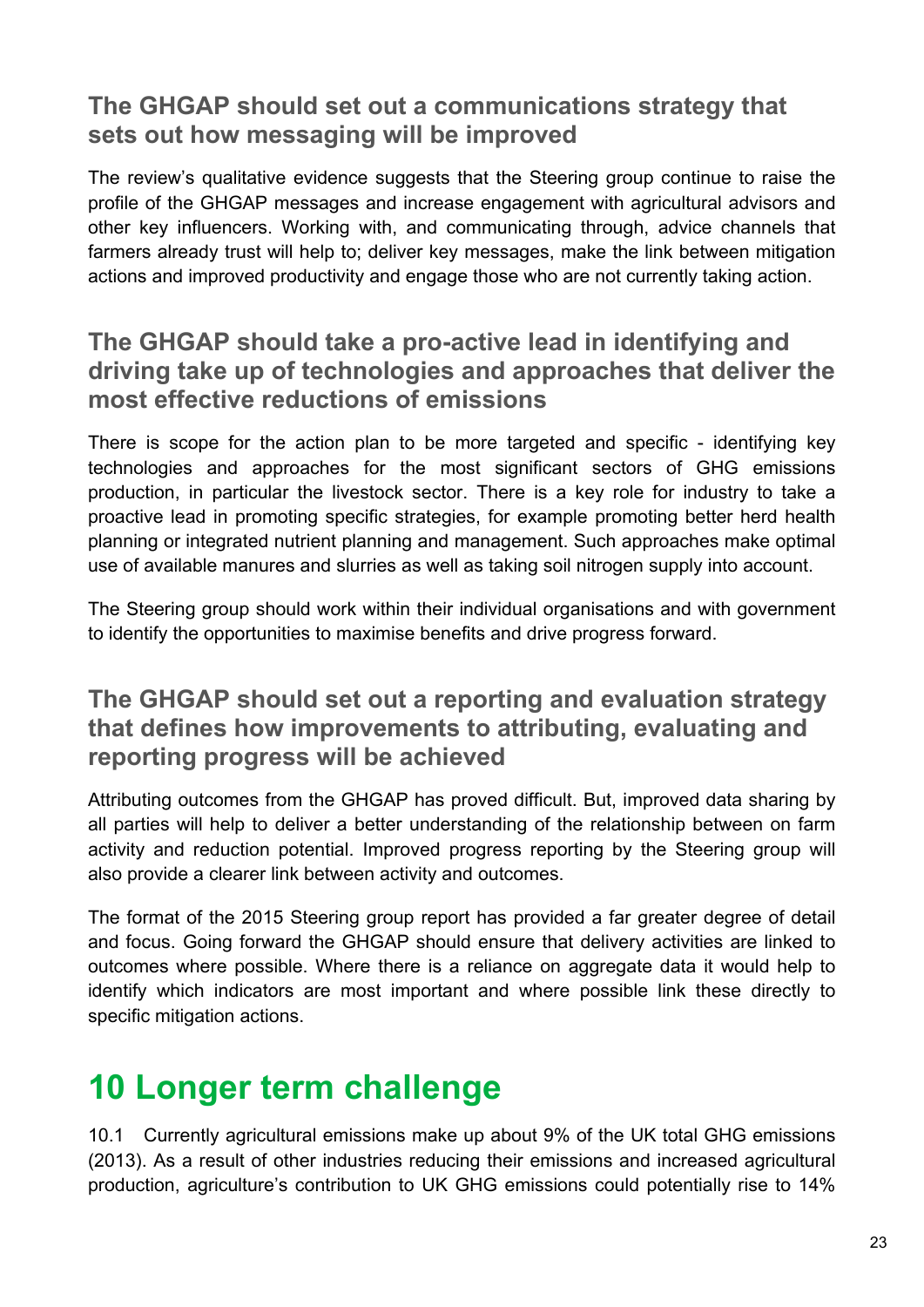### The GHGAP should set out a communications strategy that sets out how messaging will be improved

The review's qualitative evidence suggests that the Steering group continue to raise the profile of the GHGAP messages and increase engagement with agricultural advisors and other key influencers. Working with, and communicating through, advice channels that farmers already trust will help to; deliver key messages, make the link between mitigation actions and improved productivity and engage those who are not currently taking action.

### The GHGAP should take a pro-active lead in identifying and driving take up of technologies and approaches that deliver the most effective reductions of emissions

There is scope for the action plan to be more targeted and specific - identifying key technologies and approaches for the most significant sectors of GHG emissions production, in particular the livestock sector. There is a key role for industry to take a proactive lead in promoting specific strategies, for example promoting better herd health planning or integrated nutrient planning and management. Such approaches make optimal use of available manures and slurries as well as taking soil nitrogen supply into account.

The Steering group should work within their individual organisations and with government to identify the opportunities to maximise benefits and drive progress forward.

### The GHGAP should set out a reporting and evaluation strategy that defines how improvements to attributing, evaluating and reporting progress will be achieved

Attributing outcomes from the GHGAP has proved difficult. But, improved data sharing by all parties will help to deliver a better understanding of the relationship between on farm activity and reduction potential. Improved progress reporting by the Steering group will also provide a clearer link between activity and outcomes.

The format of the 2015 Steering group report has provided a far greater degree of detail and focus. Going forward the GHGAP should ensure that delivery activities are linked to outcomes where possible. Where there is a reliance on aggregate data it would help to identify which indicators are most important and where possible link these directly to specific mitigation actions.

# 10 Longer term challenge

10.1 Currently agricultural emissions make up about 9% of the UK total GHG emissions (2013). As a result of other industries reducing their emissions and increased agricultural production, agriculture's contribution to UK GHG emissions could potentially rise to 14%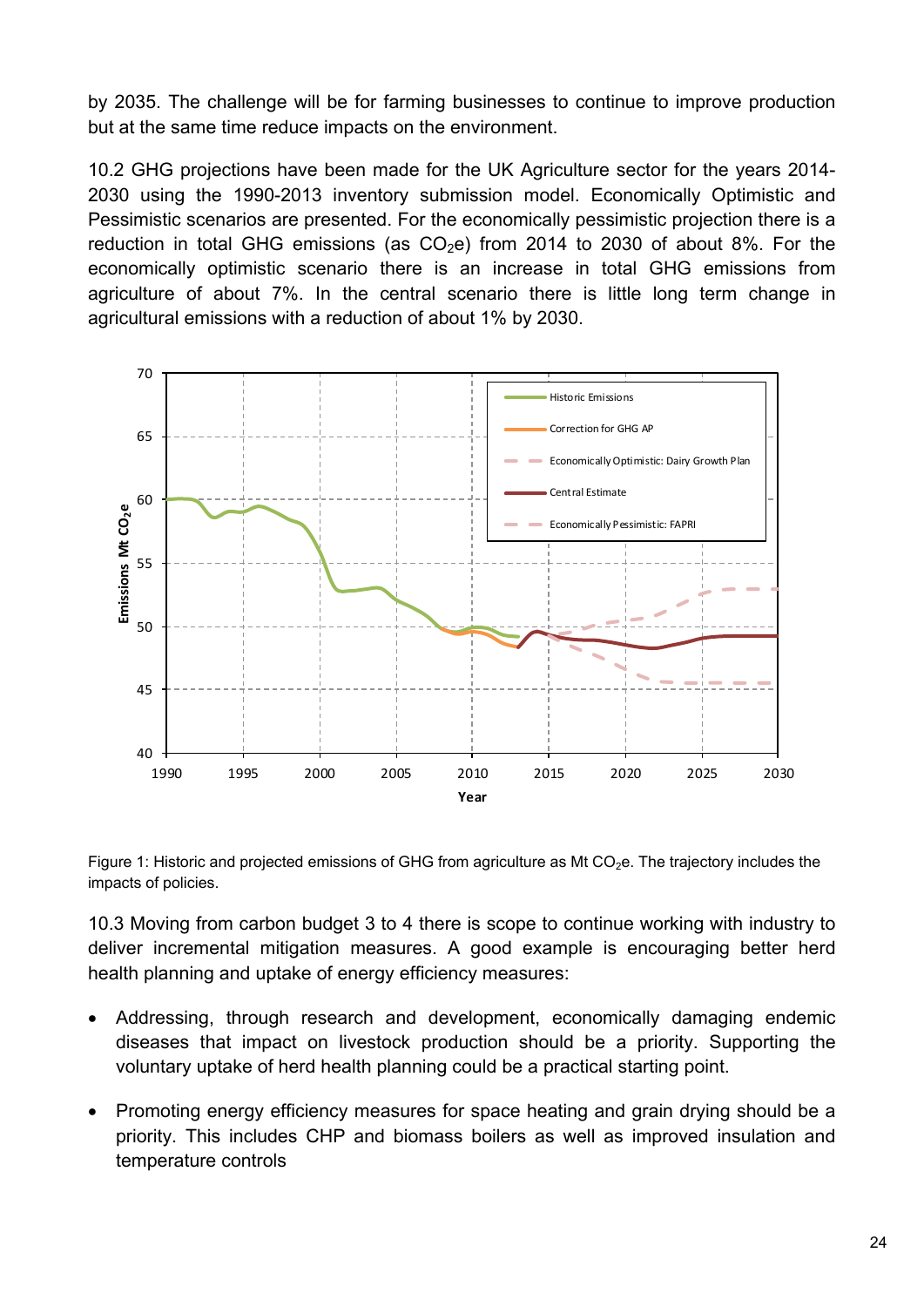by 2035. The challenge will be for farming businesses to continue to improve production but at the same time reduce impacts on the environment.

10.2 GHG projections have been made for the UK Agriculture sector for the years 2014-2030 using the 1990-2013 inventory submission model. Economically Optimistic and Pessimistic scenarios are presented. For the economically pessimistic projection there is a reduction in total GHG emissions (as $CO_2e$) from 2014 to 2030 of about 8%. For the economically optimistic scenario there is an increase in total GHG emissions from agriculture of about 7%. In the central scenario there is little long term change in agricultural emissions with a reduction of about 1% by 2030.

Figure 1: Historic and projected emissions of GHG from agriculture as Mt $CO_2e$. The trajectory includes the impacts of policies.

10.3 Moving from carbon budget 3 to 4 there is scope to continue working with industry to deliver incremental mitigation measures. A good example is encouraging better herd health planning and uptake of energy efficiency measures:

- Addressing, through research and development, economically damaging endemic diseases that impact on livestock production should be a priority. Supporting the voluntary uptake of herd health planning could be a practical starting point.
- Promoting energy efficiency measures for space heating and grain drying should be a priority. This includes CHP and biomass boilers as well as improved insulation and temperature controls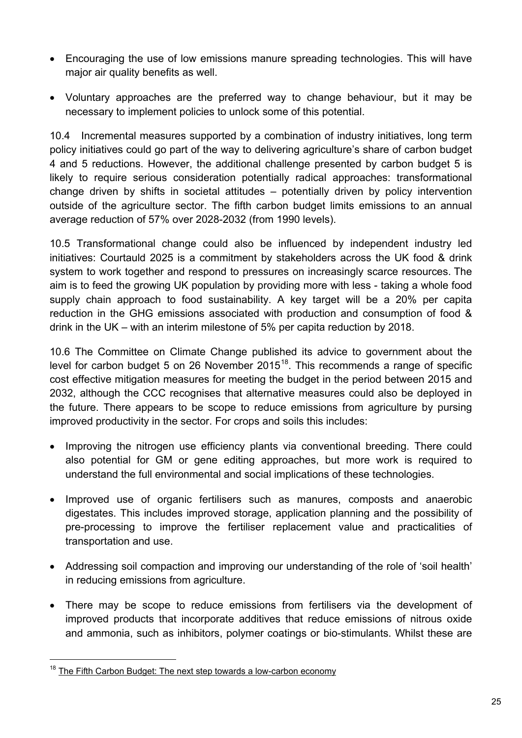- Encouraging the use of low emissions manure spreading technologies. This will have major air quality benefits as well.
- Voluntary approaches are the preferred way to change behaviour, but it may be necessary to implement policies to unlock some of this potential.

10.4 Incremental measures supported by a combination of industry initiatives, long term policy initiatives could go part of the way to delivering agriculture's share of carbon budget 4 and 5 reductions. However, the additional challenge presented by carbon budget 5 is likely to require serious consideration potentially radical approaches: transformational change driven by shifts in societal attitudes – potentially driven by policy intervention outside of the agriculture sector. The fifth carbon budget limits emissions to an annual average reduction of 57% over 2028-2032 (from 1990 levels).

10.5 Transformational change could also be influenced by independent industry led initiatives: Courtauld 2025 is a commitment by stakeholders across the UK food & drink system to work together and respond to pressures on increasingly scarce resources. The aim is to feed the growing UK population by providing more with less - taking a whole food supply chain approach to food sustainability. A key target will be a 20% per capita reduction in the GHG emissions associated with production and consumption of food & drink in the UK – with an interim milestone of 5% per capita reduction by 2018.

10.6 The Committee on Climate Change published its advice to government about the level for carbon budget 5 on 26 November 2015[18]. This recommends a range of specific cost effective mitigation measures for meeting the budget in the period between 2015 and 2032, although the CCC recognises that alternative measures could also be deployed in the future. There appears to be scope to reduce emissions from agriculture by pursing improved productivity in the sector. For crops and soils this includes:

- Improving the nitrogen use efficiency plants via conventional breeding. There could also potential for GM or gene editing approaches, but more work is required to understand the full environmental and social implications of these technologies.
- Improved use of organic fertilisers such as manures, composts and anaerobic digestates. This includes improved storage, application planning and the possibility of pre-processing to improve the fertiliser replacement value and practicalities of transportation and use.
- Addressing soil compaction and improving our understanding of the role of 'soil health' in reducing emissions from agriculture.
- There may be scope to reduce emissions from fertilisers via the development of improved products that incorporate additives that reduce emissions of nitrous oxide and ammonia, such as inhibitors, polymer coatings or bio-stimulants. Whilst these are

[18] The Fifth Carbon Budget: The next step towards a low-carbon economy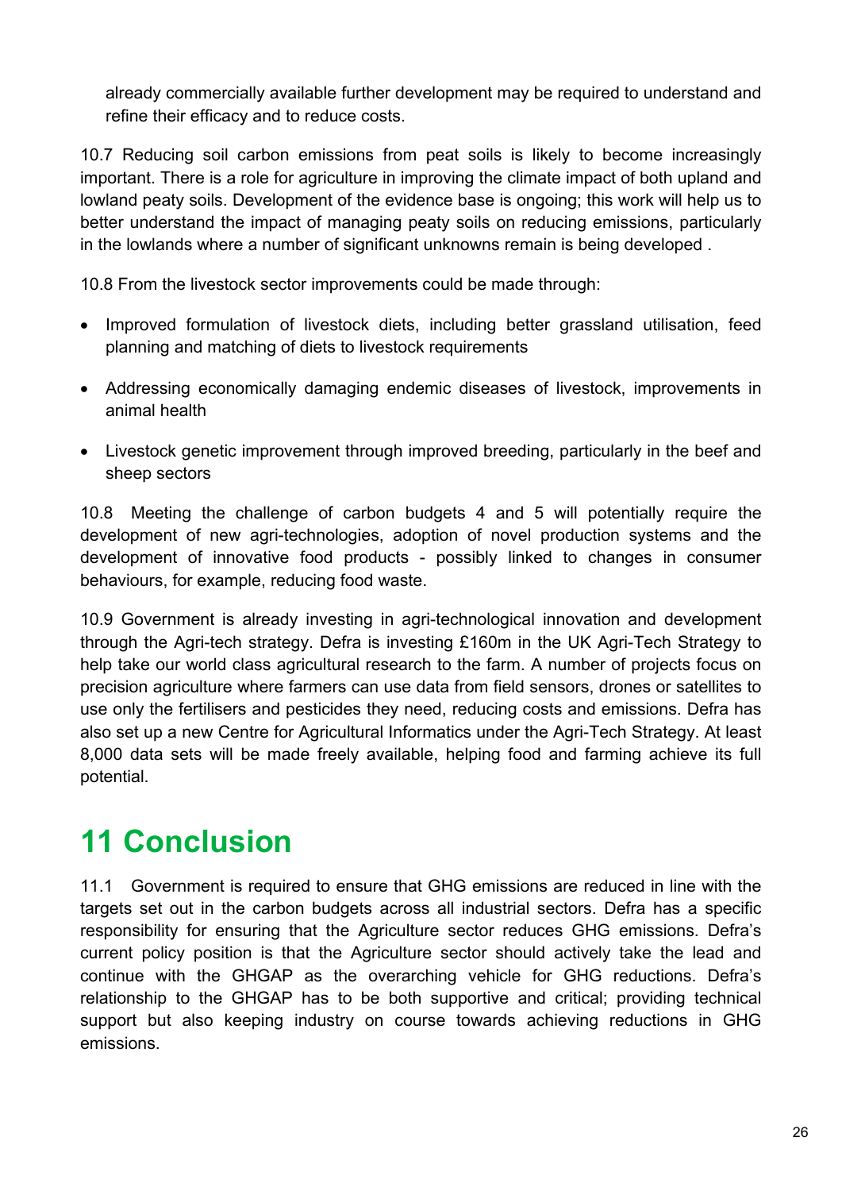already commercially available further development may be required to understand and refine their efficacy and to reduce costs.

10.7 Reducing soil carbon emissions from peat soils is likely to become increasingly important. There is a role for agriculture in improving the climate impact of both upland and lowland peaty soils. Development of the evidence base is ongoing; this work will help us to better understand the impact of managing peaty soils on reducing emissions, particularly in the lowlands where a number of significant unknowns remain is being developed .

10.8 From the livestock sector improvements could be made through:

- Improved formulation of livestock diets, including better grassland utilisation, feed planning and matching of diets to livestock requirements
- Addressing economically damaging endemic diseases of livestock, improvements in animal health
- Livestock genetic improvement through improved breeding, particularly in the beef and sheep sectors

10.8 Meeting the challenge of carbon budgets 4 and 5 will potentially require the development of new agri-technologies, adoption of novel production systems and the development of innovative food products - possibly linked to changes in consumer behaviours, for example, reducing food waste.

10.9 Government is already investing in agri-technological innovation and development through the Agri-tech strategy. Defra is investing £160m in the UK Agri-Tech Strategy to help take our world class agricultural research to the farm. A number of projects focus on precision agriculture where farmers can use data from field sensors, drones or satellites to use only the fertilisers and pesticides they need, reducing costs and emissions. Defra has also set up a new Centre for Agricultural Informatics under the Agri-Tech Strategy. At least 8,000 data sets will be made freely available, helping food and farming achieve its full potential.

# 11 Conclusion

11.1 Government is required to ensure that GHG emissions are reduced in line with the targets set out in the carbon budgets across all industrial sectors. Defra has a specific responsibility for ensuring that the Agriculture sector reduces GHG emissions. Defra's current policy position is that the Agriculture sector should actively take the lead and continue with the GHGAP as the overarching vehicle for GHG reductions. Defra's relationship to the GHGAP has to be both supportive and critical; providing technical support but also keeping industry on course towards achieving reductions in GHG emissions.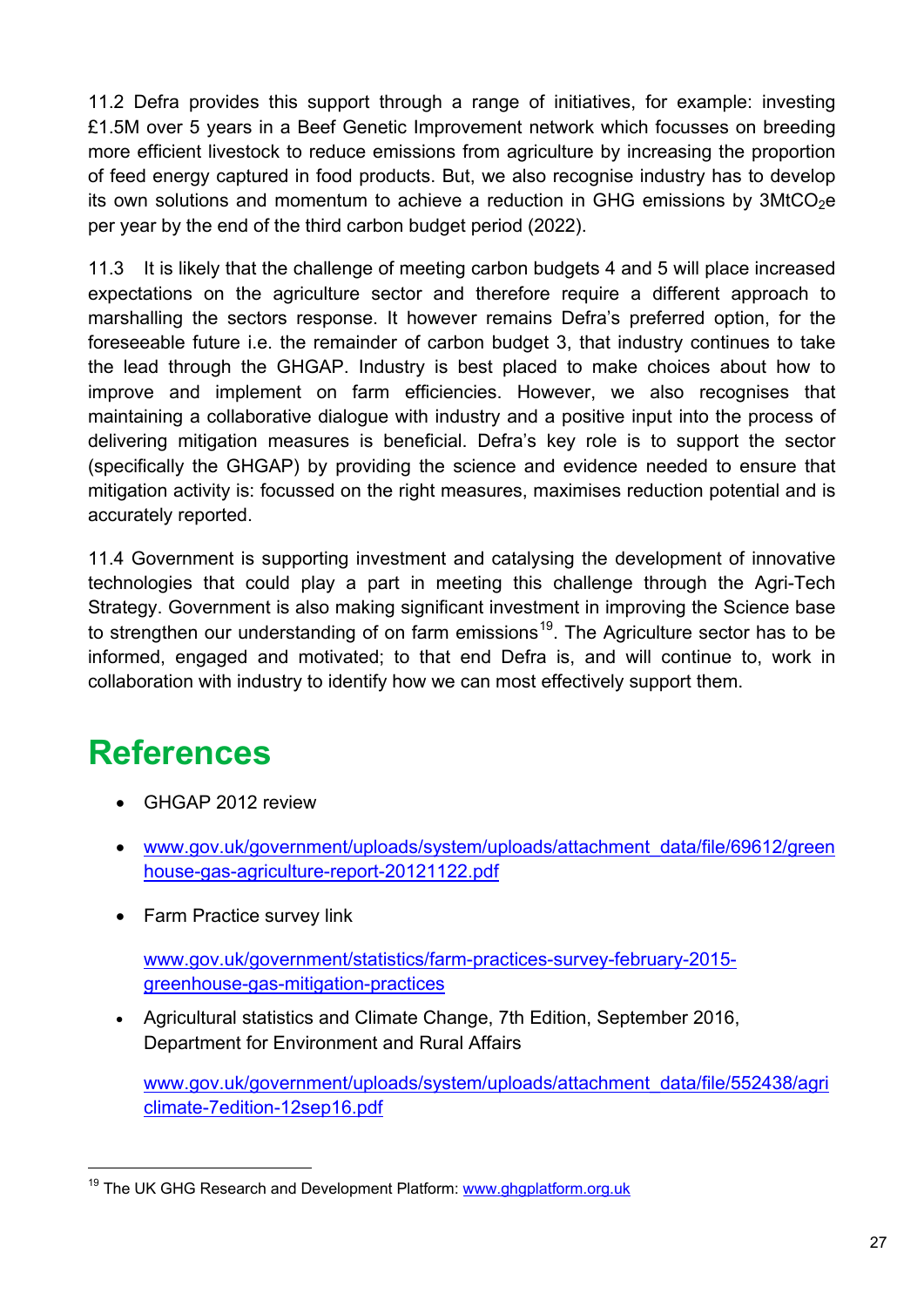11.2 Defra provides this support through a range of initiatives, for example: investing £1.5M over 5 years in a Beef Genetic Improvement network which focusses on breeding more efficient livestock to reduce emissions from agriculture by increasing the proportion of feed energy captured in food products. But, we also recognise industry has to develop its own solutions and momentum to achieve a reduction in GHG emissions by $3MtCO_2e$ per year by the end of the third carbon budget period (2022).

11.3 It is likely that the challenge of meeting carbon budgets 4 and 5 will place increased expectations on the agriculture sector and therefore require a different approach to marshalling the sectors response. It however remains Defra's preferred option, for the foreseeable future i.e. the remainder of carbon budget 3, that industry continues to take the lead through the GHGAP. Industry is best placed to make choices about how to improve and implement on farm efficiencies. However, we also recognises that maintaining a collaborative dialogue with industry and a positive input into the process of delivering mitigation measures is beneficial. Defra's key role is to support the sector (specifically the GHGAP) by providing the science and evidence needed to ensure that mitigation activity is: focussed on the right measures, maximises reduction potential and is accurately reported.

11.4 Government is supporting investment and catalysing the development of innovative technologies that could play a part in meeting this challenge through the Agri-Tech Strategy. Government is also making significant investment in improving the Science base to strengthen our understanding of on farm emissions[19]. The Agriculture sector has to be informed, engaged and motivated; to that end Defra is, and will continue to, work in collaboration with industry to identify how we can most effectively support them.

# References

- GHGAP 2012 review
- www.gov.uk/government/uploads/system/uploads/attachment_data/file/69612/greenhouse-gas-agriculture-report-20121122.pdf
- Farm Practice survey link

  www.gov.uk/government/statistics/farm-practices-survey-february-2015-greenhouse-gas-mitigation-practices
- Agricultural statistics and Climate Change, 7th Edition, September 2016, Department for Environment and Rural Affairs

  www.gov.uk/government/uploads/system/uploads/attachment_data/file/552438/agriclimate-7edition-12sep16.pdf

---

[19] The UK GHG Research and Development Platform: www.ghgplatform.org.uk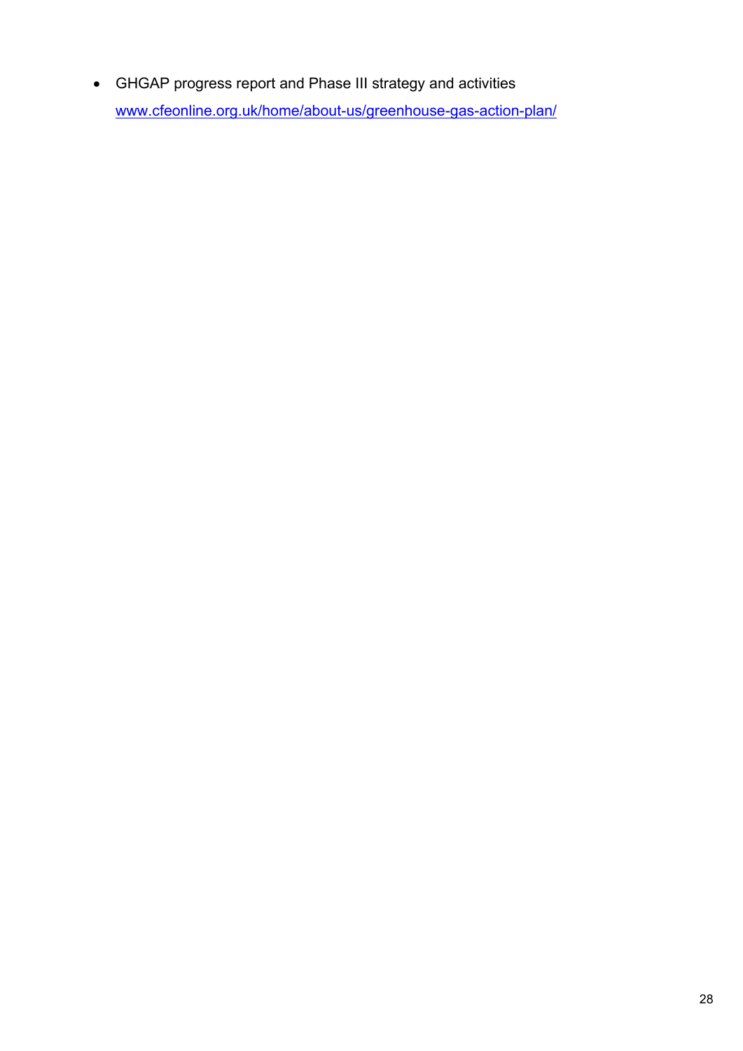- GHGAP progress report and Phase III strategy and activities
  [www.cfeonline.org.uk/home/about-us/greenhouse-gas-action-plan/](www.cfeonline.org.uk/home/about-us/greenhouse-gas-action-plan/)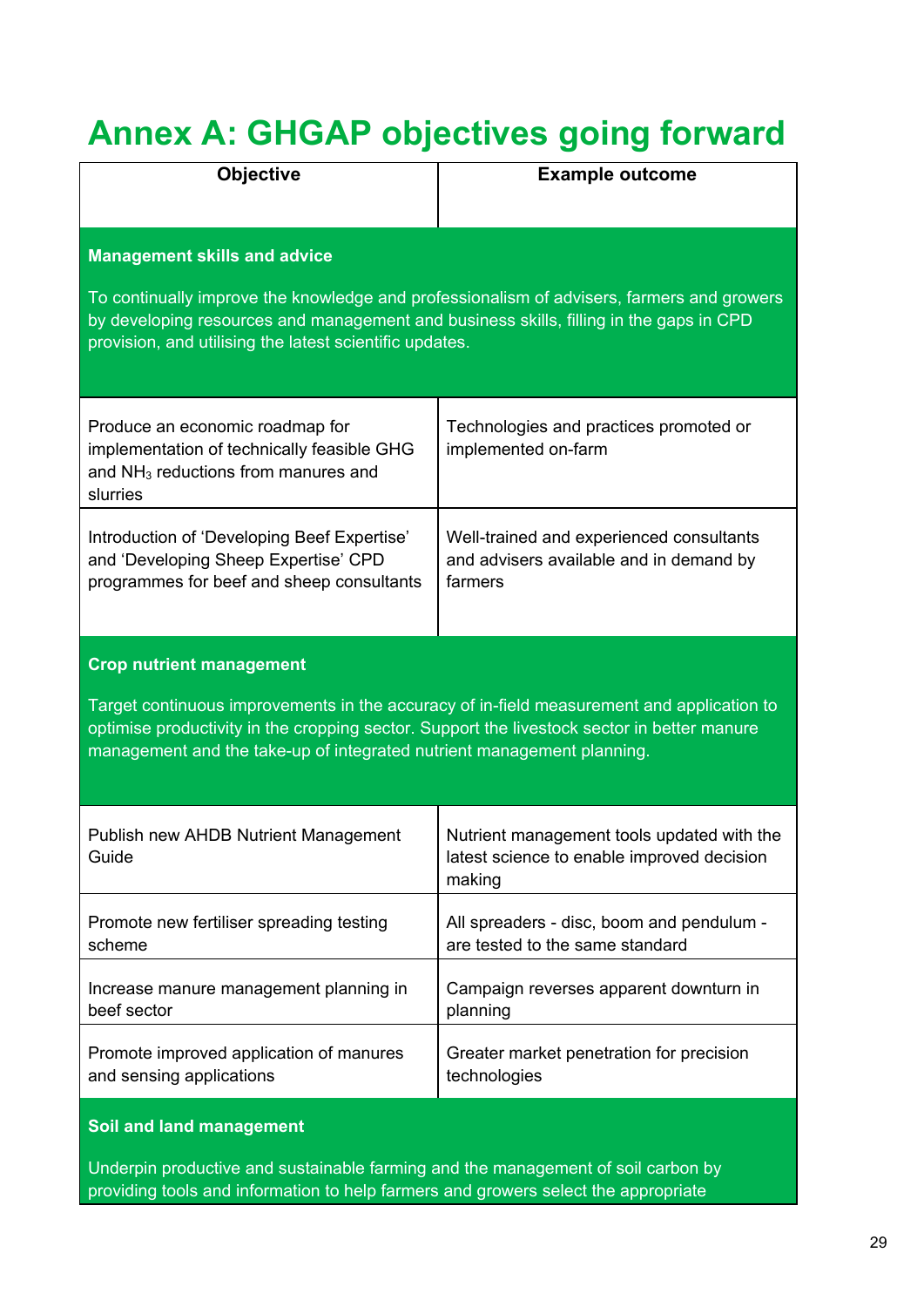# Annex A: GHGAP objectives going forward

| Objective | Example outcome |
|---|---|
| **Management skills and advice**<br><br>To continually improve the knowledge and professionalism of advisers, farmers and growers by developing resources and management and business skills, filling in the gaps in CPD provision, and utilising the latest scientific updates. | |
| Produce an economic roadmap for implementation of technically feasible GHG and $NH_3$ reductions from manures and slurries | Technologies and practices promoted or implemented on-farm |
| Introduction of 'Developing Beef Expertise' and 'Developing Sheep Expertise' CPD programmes for beef and sheep consultants | Well-trained and experienced consultants and advisers available and in demand by farmers |
| **Crop nutrient management**<br><br>Target continuous improvements in the accuracy of in-field measurement and application to optimise productivity in the cropping sector. Support the livestock sector in better manure management and the take-up of integrated nutrient management planning. | |
| Publish new AHDB Nutrient Management Guide | Nutrient management tools updated with the latest science to enable improved decision making |
| Promote new fertiliser spreading testing scheme | All spreaders - disc, boom and pendulum - are tested to the same standard |
| Increase manure management planning in beef sector | Campaign reverses apparent downturn in planning |
| Promote improved application of manures and sensing applications | Greater market penetration for precision technologies |
| **Soil and land management**<br><br>Underpin productive and sustainable farming and the management of soil carbon by providing tools and information to help farmers and growers select the appropriate | |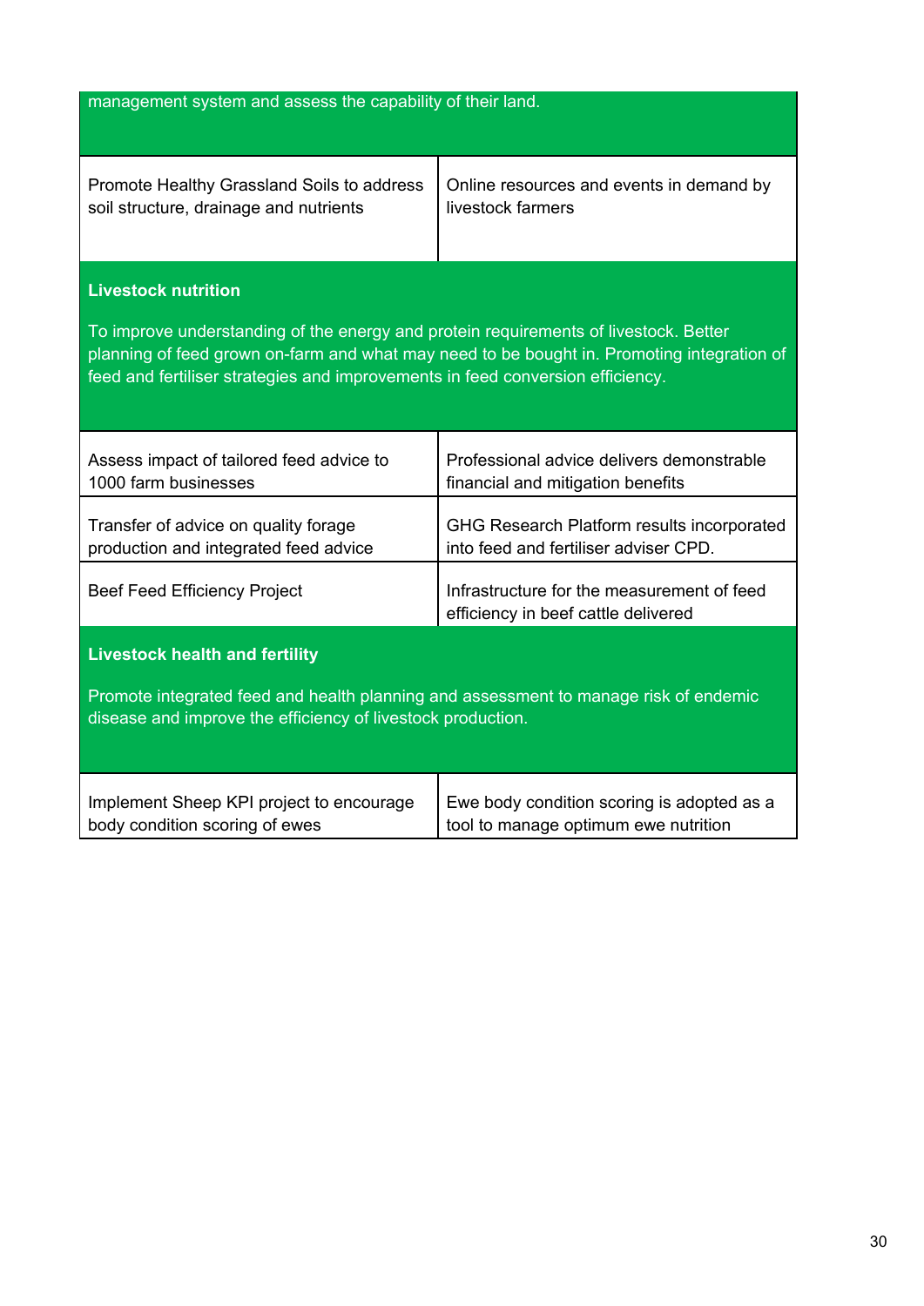| | |
|---|---|
| management system and assess the capability of their land. | |
| Promote Healthy Grassland Soils to address soil structure, drainage and nutrients | Online resources and events in demand by livestock farmers |
| **Livestock nutrition**<br><br>To improve understanding of the energy and protein requirements of livestock. Better planning of feed grown on-farm and what may need to be bought in. Promoting integration of feed and fertiliser strategies and improvements in feed conversion efficiency. | |
| Assess impact of tailored feed advice to 1000 farm businesses | Professional advice delivers demonstrable financial and mitigation benefits |
| Transfer of advice on quality forage production and integrated feed advice | GHG Research Platform results incorporated into feed and fertiliser adviser CPD. |
| Beef Feed Efficiency Project | Infrastructure for the measurement of feed efficiency in beef cattle delivered |
| **Livestock health and fertility**<br><br>Promote integrated feed and health planning and assessment to manage risk of endemic disease and improve the efficiency of livestock production. | |
| Implement Sheep KPI project to encourage body condition scoring of ewes | Ewe body condition scoring is adopted as a tool to manage optimum ewe nutrition |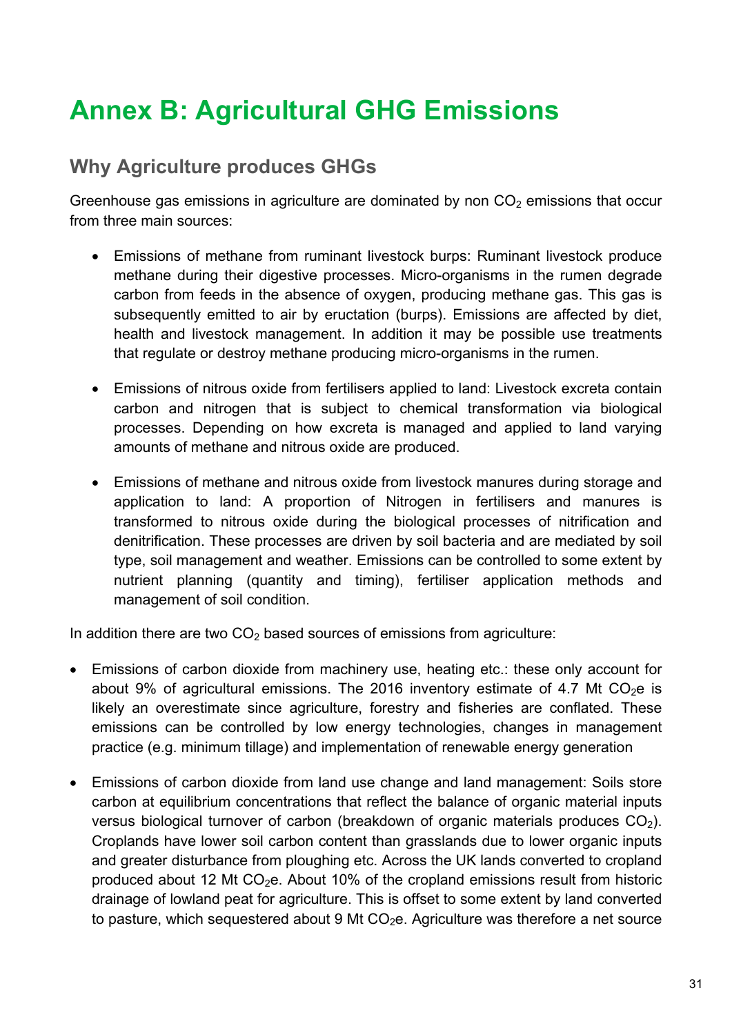# Annex B: Agricultural GHG Emissions

## Why Agriculture produces GHGs

Greenhouse gas emissions in agriculture are dominated by non $CO_2$ emissions that occur from three main sources:

- Emissions of methane from ruminant livestock burps: Ruminant livestock produce methane during their digestive processes. Micro-organisms in the rumen degrade carbon from feeds in the absence of oxygen, producing methane gas. This gas is subsequently emitted to air by eructation (burps). Emissions are affected by diet, health and livestock management. In addition it may be possible use treatments that regulate or destroy methane producing micro-organisms in the rumen.

- Emissions of nitrous oxide from fertilisers applied to land: Livestock excreta contain carbon and nitrogen that is subject to chemical transformation via biological processes. Depending on how excreta is managed and applied to land varying amounts of methane and nitrous oxide are produced.

- Emissions of methane and nitrous oxide from livestock manures during storage and application to land: A proportion of Nitrogen in fertilisers and manures is transformed to nitrous oxide during the biological processes of nitrification and denitrification. These processes are driven by soil bacteria and are mediated by soil type, soil management and weather. Emissions can be controlled to some extent by nutrient planning (quantity and timing), fertiliser application methods and management of soil condition.

In addition there are two $CO_2$ based sources of emissions from agriculture:

- Emissions of carbon dioxide from machinery use, heating etc.: these only account for about 9% of agricultural emissions. The 2016 inventory estimate of 4.7 Mt $CO_2e$ is likely an overestimate since agriculture, forestry and fisheries are conflated. These emissions can be controlled by low energy technologies, changes in management practice (e.g. minimum tillage) and implementation of renewable energy generation

- Emissions of carbon dioxide from land use change and land management: Soils store carbon at equilibrium concentrations that reflect the balance of organic material inputs versus biological turnover of carbon (breakdown of organic materials produces $CO_2$). Croplands have lower soil carbon content than grasslands due to lower organic inputs and greater disturbance from ploughing etc. Across the UK lands converted to cropland produced about 12 Mt $CO_2e$. About 10% of the cropland emissions result from historic drainage of lowland peat for agriculture. This is offset to some extent by land converted to pasture, which sequestered about 9 Mt $CO_2e$. Agriculture was therefore a net source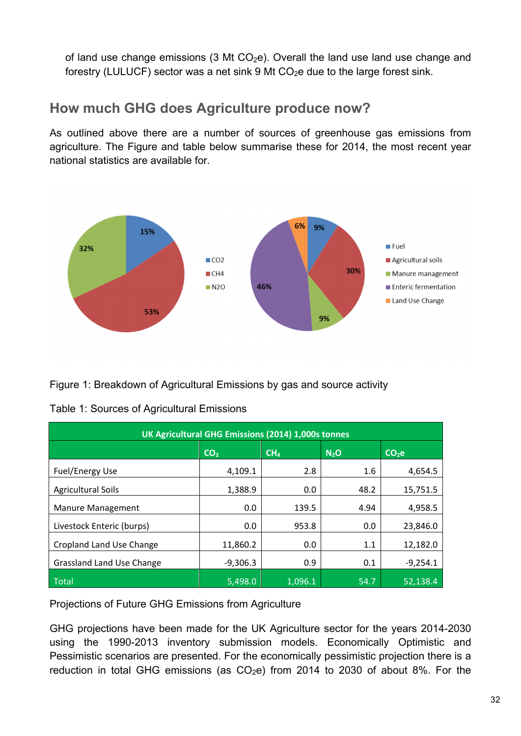of land use change emissions (3 Mt $CO_2$e). Overall the land use land use change and forestry (LULUCF) sector was a net sink 9 Mt $CO_2$e due to the large forest sink.

## How much GHG does Agriculture produce now?

As outlined above there are a number of sources of greenhouse gas emissions from agriculture. The Figure and table below summarise these for 2014, the most recent year national statistics are available for.

Figure 1: Breakdown of Agricultural Emissions by gas and source activity

Table 1: Sources of Agricultural Emissions

| UK Agricultural GHG Emissions (2014) 1,000s tonnes | | | | |
|---|---|---|---|---|
| | $CO_2$ | $CH_4$ | $N_2O$ | $CO_2$e |
| Fuel/Energy Use | 4,109.1 | 2.8 | 1.6 | 4,654.5 |
| Agricultural Soils | 1,388.9 | 0.0 | 48.2 | 15,751.5 |
| Manure Management | 0.0 | 139.5 | 4.94 | 4,958.5 |
| Livestock Enteric (burps) | 0.0 | 953.8 | 0.0 | 23,846.0 |
| Cropland Land Use Change | 11,860.2 | 0.0 | 1.1 | 12,182.0 |
| Grassland Land Use Change | -9,306.3 | 0.9 | 0.1 | -9,254.1 |
| Total | 5,498.0 | 1,096.1 | 54.7 | 52,138.4 |

Projections of Future GHG Emissions from Agriculture

GHG projections have been made for the UK Agriculture sector for the years 2014-2030 using the 1990-2013 inventory submission models. Economically Optimistic and Pessimistic scenarios are presented. For the economically pessimistic projection there is a reduction in total GHG emissions (as $CO_2$e) from 2014 to 2030 of about 8%. For the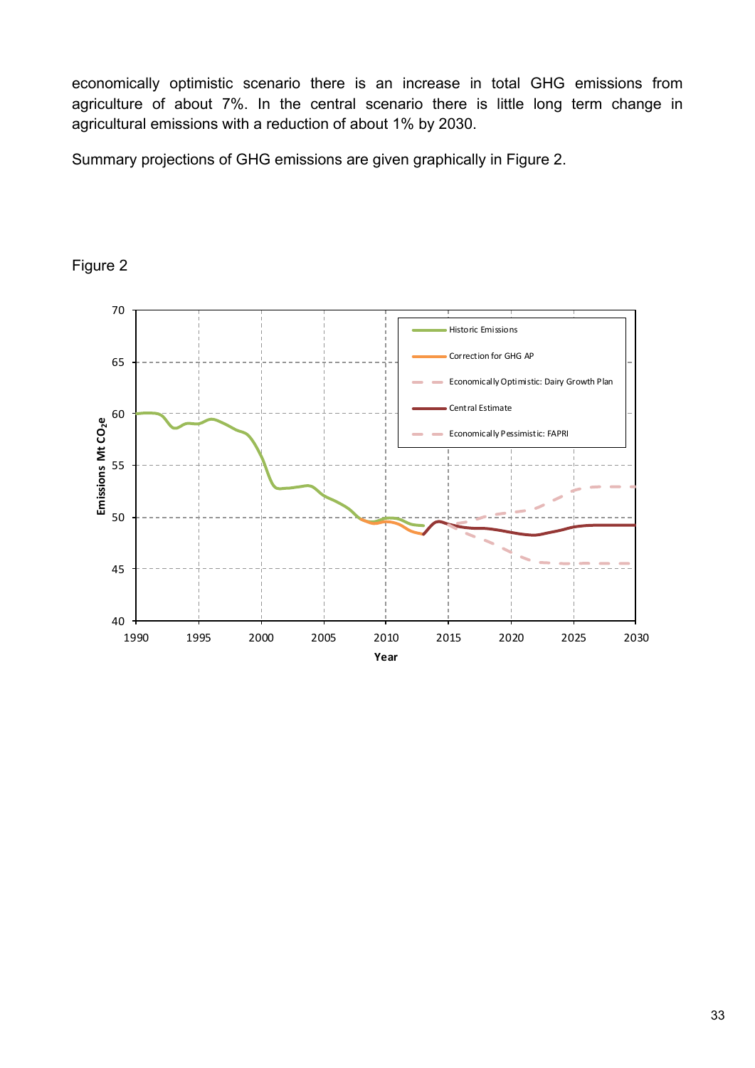economically optimistic scenario there is an increase in total GHG emissions from agriculture of about 7%. In the central scenario there is little long term change in agricultural emissions with a reduction of about 1% by 2030.

Summary projections of GHG emissions are given graphically in Figure 2.

Figure 2

Emissions Mt $CO_2e$

70
65
60
55
50
45
40

1990 1995 2000 2005 2010 2015 2020 2025 2030

Year

Historic Emissions
Correction for GHG AP
Economically Optimistic: Dairy Growth Plan
Central Estimate
Economically Pessimistic: FAPRI